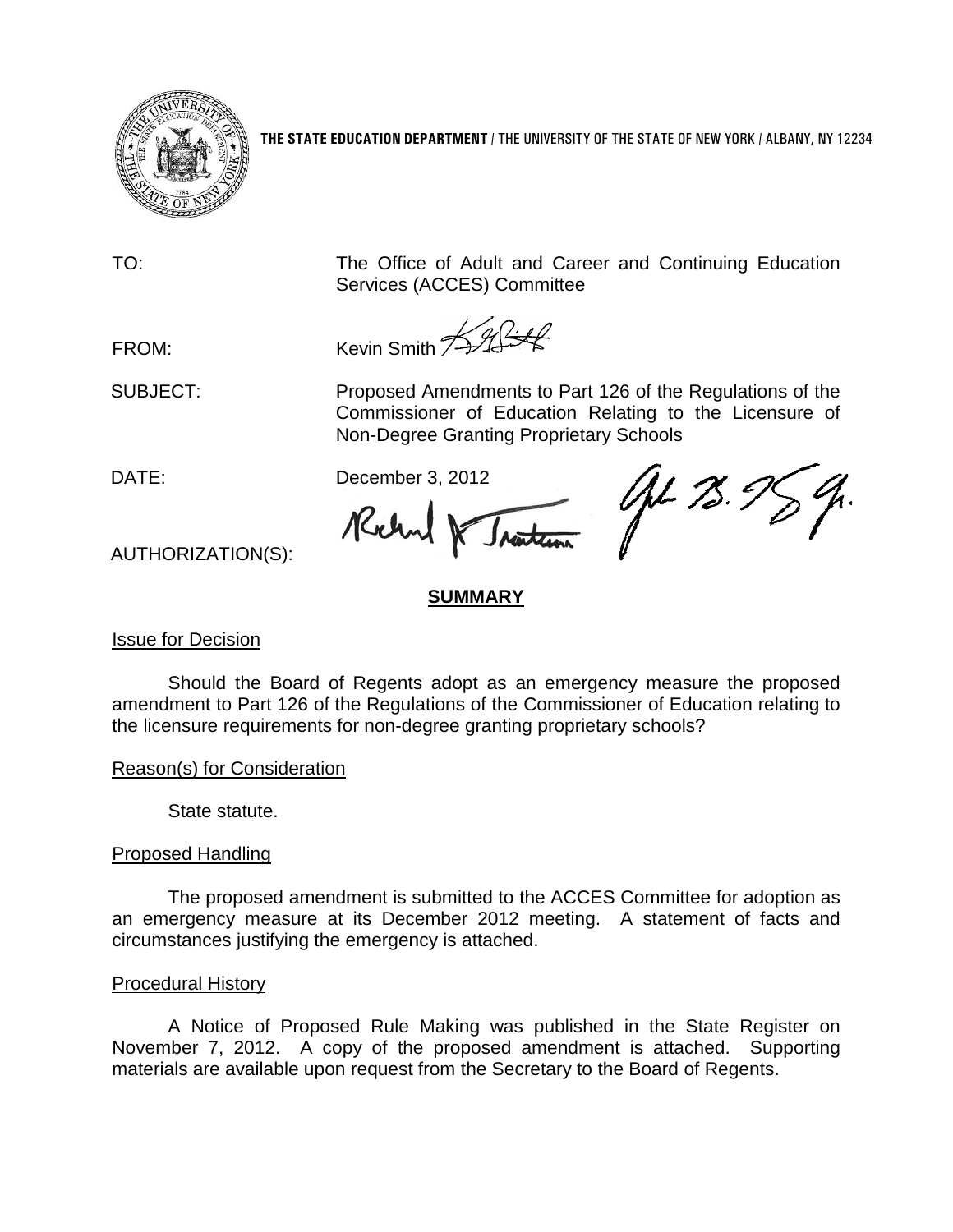**THE STATE EDUCATION DEPARTMENT** / THE UNIVERSITY OF THE STATE OF NEW YORK / ALBANY, NY 12234

TO: The Office of Adult and Career and Continuing Education Services (ACCES) Committee

FROM: Kevin Smith

SUBJECT: Proposed Amendments to Part 126 of the Regulations of the Commissioner of Education Relating to the Licensure of Non-Degree Granting Proprietary Schools

DATE: December 3, 2012

AUTHORIZATION(S):

## SUMMARY

Issue for Decision

Should the Board of Regents adopt as an emergency measure the proposed amendment to Part 126 of the Regulations of the Commissioner of Education relating to the licensure requirements for non-degree granting proprietary schools?

Reason(s) for Consideration

State statute.

Proposed Handling

The proposed amendment is submitted to the ACCES Committee for adoption as an emergency measure at its December 2012 meeting. A statement of facts and circumstances justifying the emergency is attached.

Procedural History

A Notice of Proposed Rule Making was published in the State Register on November 7, 2012. A copy of the proposed amendment is attached. Supporting materials are available upon request from the Secretary to the Board of Regents.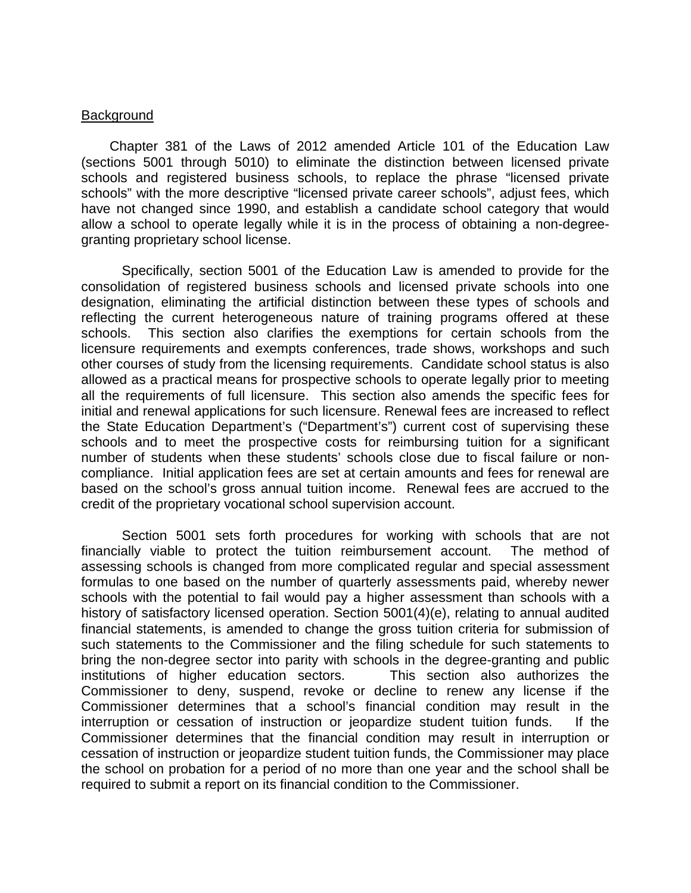## Background

Chapter 381 of the Laws of 2012 amended Article 101 of the Education Law (sections 5001 through 5010) to eliminate the distinction between licensed private schools and registered business schools, to replace the phrase "licensed private schools" with the more descriptive "licensed private career schools", adjust fees, which have not changed since 1990, and establish a candidate school category that would allow a school to operate legally while it is in the process of obtaining a non-degree-granting proprietary school license.

Specifically, section 5001 of the Education Law is amended to provide for the consolidation of registered business schools and licensed private schools into one designation, eliminating the artificial distinction between these types of schools and reflecting the current heterogeneous nature of training programs offered at these schools. This section also clarifies the exemptions for certain schools from the licensure requirements and exempts conferences, trade shows, workshops and such other courses of study from the licensing requirements. Candidate school status is also allowed as a practical means for prospective schools to operate legally prior to meeting all the requirements of full licensure. This section also amends the specific fees for initial and renewal applications for such licensure. Renewal fees are increased to reflect the State Education Department's ("Department's") current cost of supervising these schools and to meet the prospective costs for reimbursing tuition for a significant number of students when these students' schools close due to fiscal failure or non-compliance. Initial application fees are set at certain amounts and fees for renewal are based on the school's gross annual tuition income. Renewal fees are accrued to the credit of the proprietary vocational school supervision account.

Section 5001 sets forth procedures for working with schools that are not financially viable to protect the tuition reimbursement account. The method of assessing schools is changed from more complicated regular and special assessment formulas to one based on the number of quarterly assessments paid, whereby newer schools with the potential to fail would pay a higher assessment than schools with a history of satisfactory licensed operation. Section 5001(4)(e), relating to annual audited financial statements, is amended to change the gross tuition criteria for submission of such statements to the Commissioner and the filing schedule for such statements to bring the non-degree sector into parity with schools in the degree-granting and public institutions of higher education sectors. This section also authorizes the Commissioner to deny, suspend, revoke or decline to renew any license if the Commissioner determines that a school's financial condition may result in the interruption or cessation of instruction or jeopardize student tuition funds. If the Commissioner determines that the financial condition may result in interruption or cessation of instruction or jeopardize student tuition funds, the Commissioner may place the school on probation for a period of no more than one year and the school shall be required to submit a report on its financial condition to the Commissioner.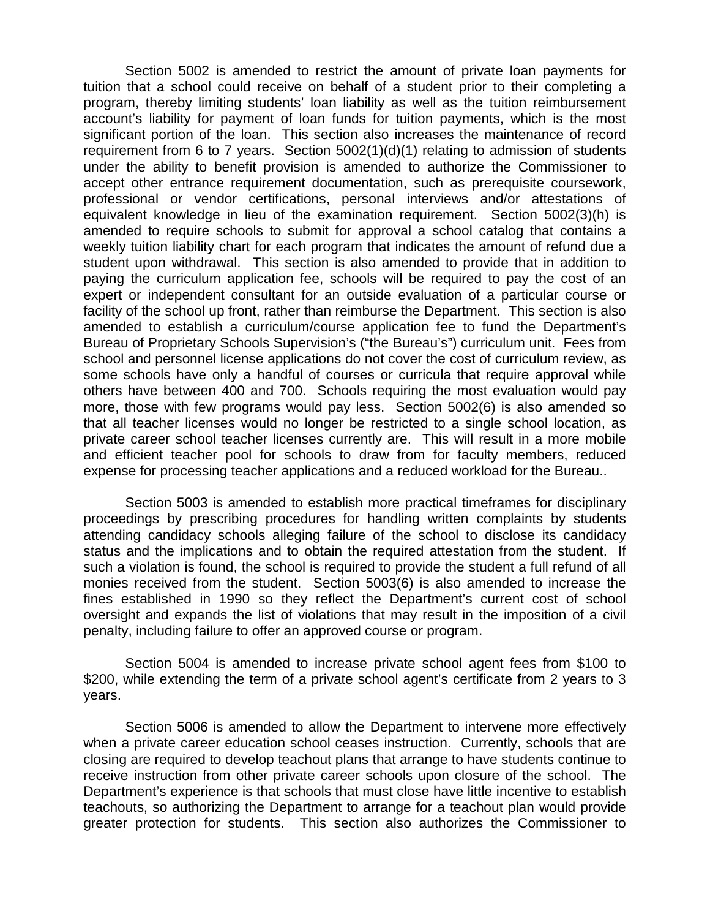Section 5002 is amended to restrict the amount of private loan payments for tuition that a school could receive on behalf of a student prior to their completing a program, thereby limiting students' loan liability as well as the tuition reimbursement account's liability for payment of loan funds for tuition payments, which is the most significant portion of the loan. This section also increases the maintenance of record requirement from 6 to 7 years. Section 5002(1)(d)(1) relating to admission of students under the ability to benefit provision is amended to authorize the Commissioner to accept other entrance requirement documentation, such as prerequisite coursework, professional or vendor certifications, personal interviews and/or attestations of equivalent knowledge in lieu of the examination requirement. Section 5002(3)(h) is amended to require schools to submit for approval a school catalog that contains a weekly tuition liability chart for each program that indicates the amount of refund due a student upon withdrawal. This section is also amended to provide that in addition to paying the curriculum application fee, schools will be required to pay the cost of an expert or independent consultant for an outside evaluation of a particular course or facility of the school up front, rather than reimburse the Department. This section is also amended to establish a curriculum/course application fee to fund the Department's Bureau of Proprietary Schools Supervision's ("the Bureau's") curriculum unit. Fees from school and personnel license applications do not cover the cost of curriculum review, as some schools have only a handful of courses or curricula that require approval while others have between 400 and 700. Schools requiring the most evaluation would pay more, those with few programs would pay less. Section 5002(6) is also amended so that all teacher licenses would no longer be restricted to a single school location, as private career school teacher licenses currently are. This will result in a more mobile and efficient teacher pool for schools to draw from for faculty members, reduced expense for processing teacher applications and a reduced workload for the Bureau..

Section 5003 is amended to establish more practical timeframes for disciplinary proceedings by prescribing procedures for handling written complaints by students attending candidacy schools alleging failure of the school to disclose its candidacy status and the implications and to obtain the required attestation from the student. If such a violation is found, the school is required to provide the student a full refund of all monies received from the student. Section 5003(6) is also amended to increase the fines established in 1990 so they reflect the Department's current cost of school oversight and expands the list of violations that may result in the imposition of a civil penalty, including failure to offer an approved course or program.

Section 5004 is amended to increase private school agent fees from $100 to $200, while extending the term of a private school agent's certificate from 2 years to 3 years.

Section 5006 is amended to allow the Department to intervene more effectively when a private career education school ceases instruction. Currently, schools that are closing are required to develop teachout plans that arrange to have students continue to receive instruction from other private career schools upon closure of the school. The Department's experience is that schools that must close have little incentive to establish teachouts, so authorizing the Department to arrange for a teachout plan would provide greater protection for students. This section also authorizes the Commissioner to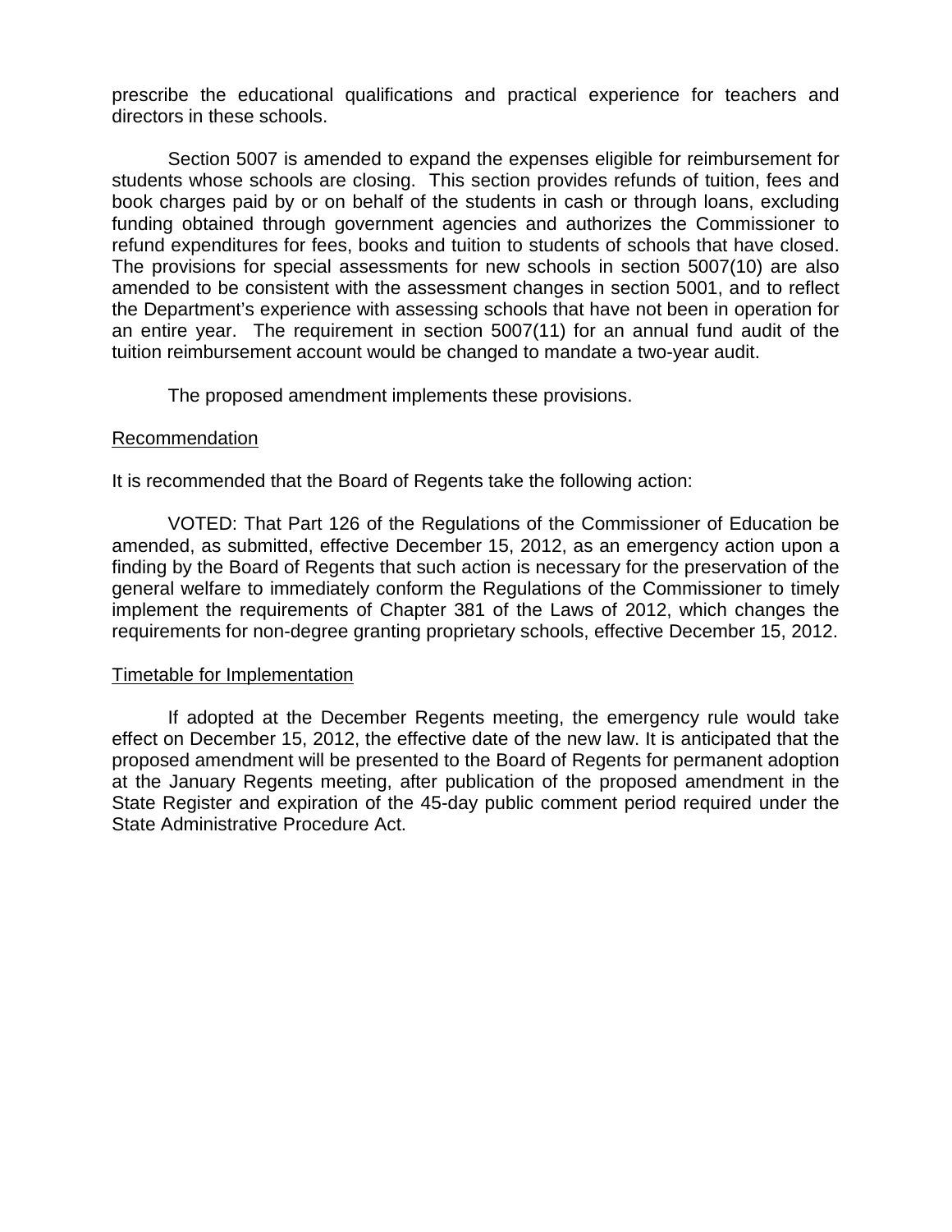prescribe the educational qualifications and practical experience for teachers and directors in these schools.

Section 5007 is amended to expand the expenses eligible for reimbursement for students whose schools are closing. This section provides refunds of tuition, fees and book charges paid by or on behalf of the students in cash or through loans, excluding funding obtained through government agencies and authorizes the Commissioner to refund expenditures for fees, books and tuition to students of schools that have closed. The provisions for special assessments for new schools in section 5007(10) are also amended to be consistent with the assessment changes in section 5001, and to reflect the Department's experience with assessing schools that have not been in operation for an entire year. The requirement in section 5007(11) for an annual fund audit of the tuition reimbursement account would be changed to mandate a two-year audit.

The proposed amendment implements these provisions.

## Recommendation

It is recommended that the Board of Regents take the following action:

VOTED: That Part 126 of the Regulations of the Commissioner of Education be amended, as submitted, effective December 15, 2012, as an emergency action upon a finding by the Board of Regents that such action is necessary for the preservation of the general welfare to immediately conform the Regulations of the Commissioner to timely implement the requirements of Chapter 381 of the Laws of 2012, which changes the requirements for non-degree granting proprietary schools, effective December 15, 2012.

## Timetable for Implementation

If adopted at the December Regents meeting, the emergency rule would take effect on December 15, 2012, the effective date of the new law. It is anticipated that the proposed amendment will be presented to the Board of Regents for permanent adoption at the January Regents meeting, after publication of the proposed amendment in the State Register and expiration of the 45-day public comment period required under the State Administrative Procedure Act.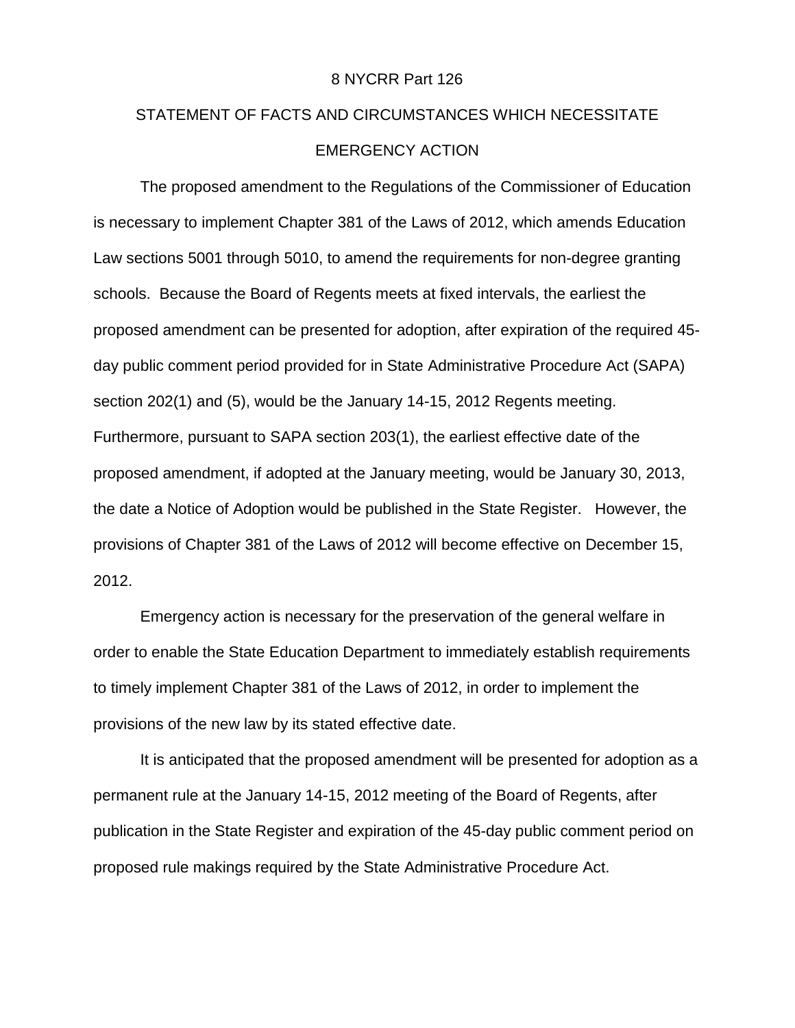8 NYCRR Part 126

# STATEMENT OF FACTS AND CIRCUMSTANCES WHICH NECESSITATE EMERGENCY ACTION

The proposed amendment to the Regulations of the Commissioner of Education is necessary to implement Chapter 381 of the Laws of 2012, which amends Education Law sections 5001 through 5010, to amend the requirements for non-degree granting schools. Because the Board of Regents meets at fixed intervals, the earliest the proposed amendment can be presented for adoption, after expiration of the required 45-day public comment period provided for in State Administrative Procedure Act (SAPA) section 202(1) and (5), would be the January 14-15, 2012 Regents meeting. Furthermore, pursuant to SAPA section 203(1), the earliest effective date of the proposed amendment, if adopted at the January meeting, would be January 30, 2013, the date a Notice of Adoption would be published in the State Register. However, the provisions of Chapter 381 of the Laws of 2012 will become effective on December 15, 2012.

Emergency action is necessary for the preservation of the general welfare in order to enable the State Education Department to immediately establish requirements to timely implement Chapter 381 of the Laws of 2012, in order to implement the provisions of the new law by its stated effective date.

It is anticipated that the proposed amendment will be presented for adoption as a permanent rule at the January 14-15, 2012 meeting of the Board of Regents, after publication in the State Register and expiration of the 45-day public comment period on proposed rule makings required by the State Administrative Procedure Act.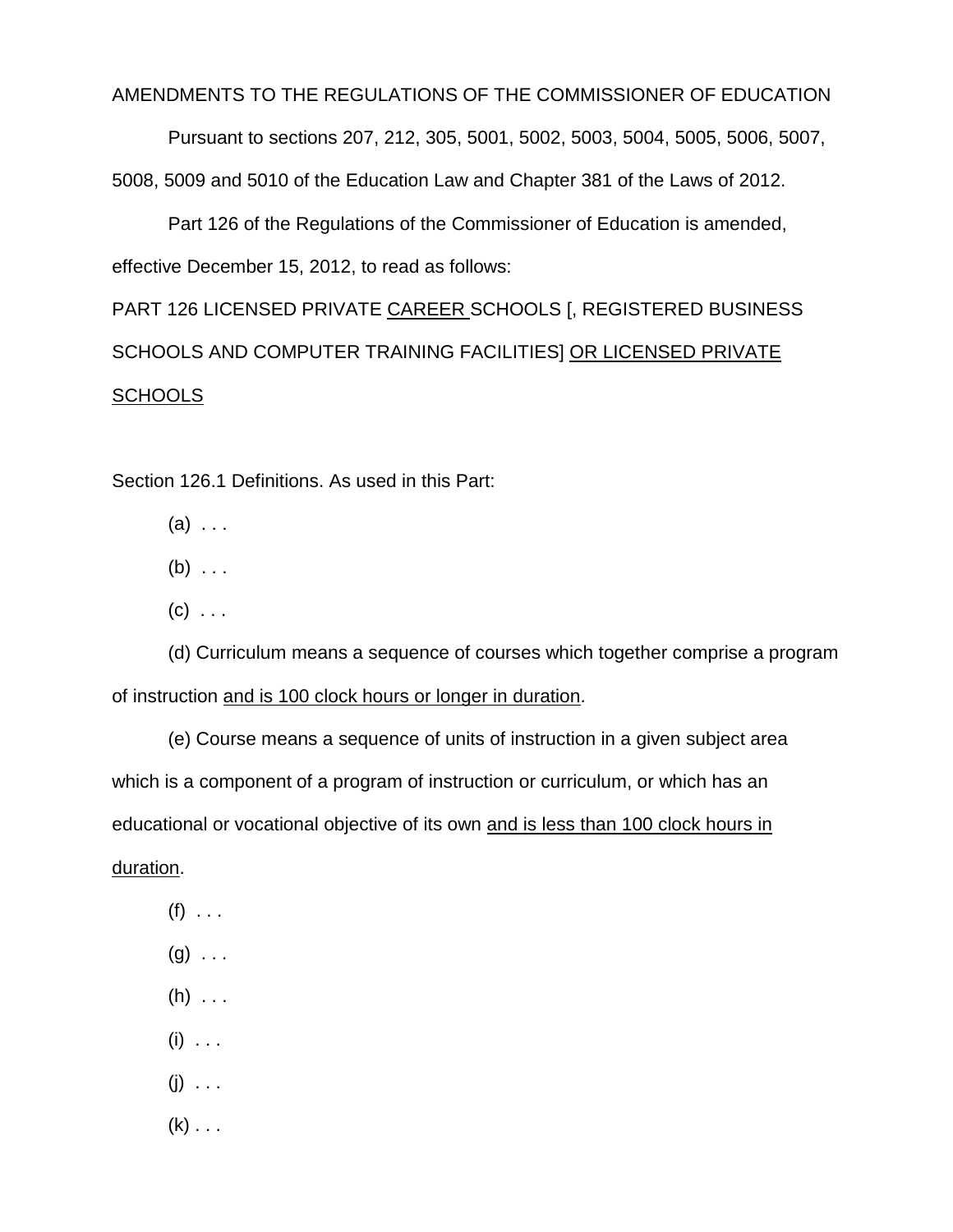AMENDMENTS TO THE REGULATIONS OF THE COMMISSIONER OF EDUCATION

Pursuant to sections 207, 212, 305, 5001, 5002, 5003, 5004, 5005, 5006, 5007, 5008, 5009 and 5010 of the Education Law and Chapter 381 of the Laws of 2012.

Part 126 of the Regulations of the Commissioner of Education is amended, effective December 15, 2012, to read as follows:

PART 126 LICENSED PRIVATE <u>CAREER</u> SCHOOLS [, REGISTERED BUSINESS SCHOOLS AND COMPUTER TRAINING FACILITIES] <u>OR LICENSED PRIVATE SCHOOLS</u>

Section 126.1 Definitions. As used in this Part:

(a) . . .

(b) . . .

(c) . . .

(d) Curriculum means a sequence of courses which together comprise a program of instruction <u>and is 100 clock hours or longer in duration</u>.

(e) Course means a sequence of units of instruction in a given subject area which is a component of a program of instruction or curriculum, or which has an educational or vocational objective of its own <u>and is less than 100 clock hours in duration</u>.

(f) . . .

(g) . . .

(h) . . .

(i) . . .

(j) . . .

(k) . . .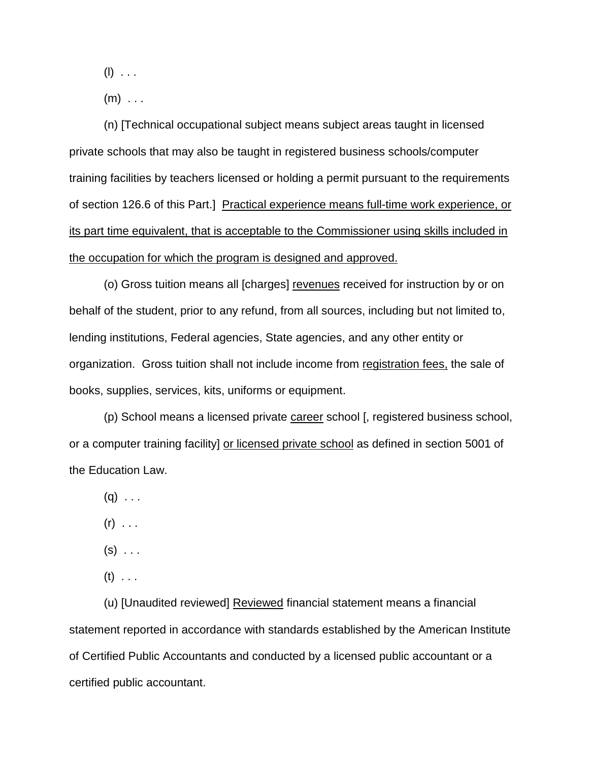(l) . . .

(m) . . .

(n) [Technical occupational subject means subject areas taught in licensed private schools that may also be taught in registered business schools/computer training facilities by teachers licensed or holding a permit pursuant to the requirements of section 126.6 of this Part.] <u>Practical experience means full-time work experience, or its part time equivalent, that is acceptable to the Commissioner using skills included in the occupation for which the program is designed and approved.</u>

(o) Gross tuition means all [charges] <u>revenues</u> received for instruction by or on behalf of the student, prior to any refund, from all sources, including but not limited to, lending institutions, Federal agencies, State agencies, and any other entity or organization. Gross tuition shall not include income from <u>registration fees,</u> the sale of books, supplies, services, kits, uniforms or equipment.

(p) School means a licensed private <u>career</u> school [, registered business school, or a computer training facility] <u>or licensed private school</u> as defined in section 5001 of the Education Law.

(q) . . .

(r) . . .

(s) . . .

(t) . . .

(u) [Unaudited reviewed] <u>Reviewed</u> financial statement means a financial statement reported in accordance with standards established by the American Institute of Certified Public Accountants and conducted by a licensed public accountant or a certified public accountant.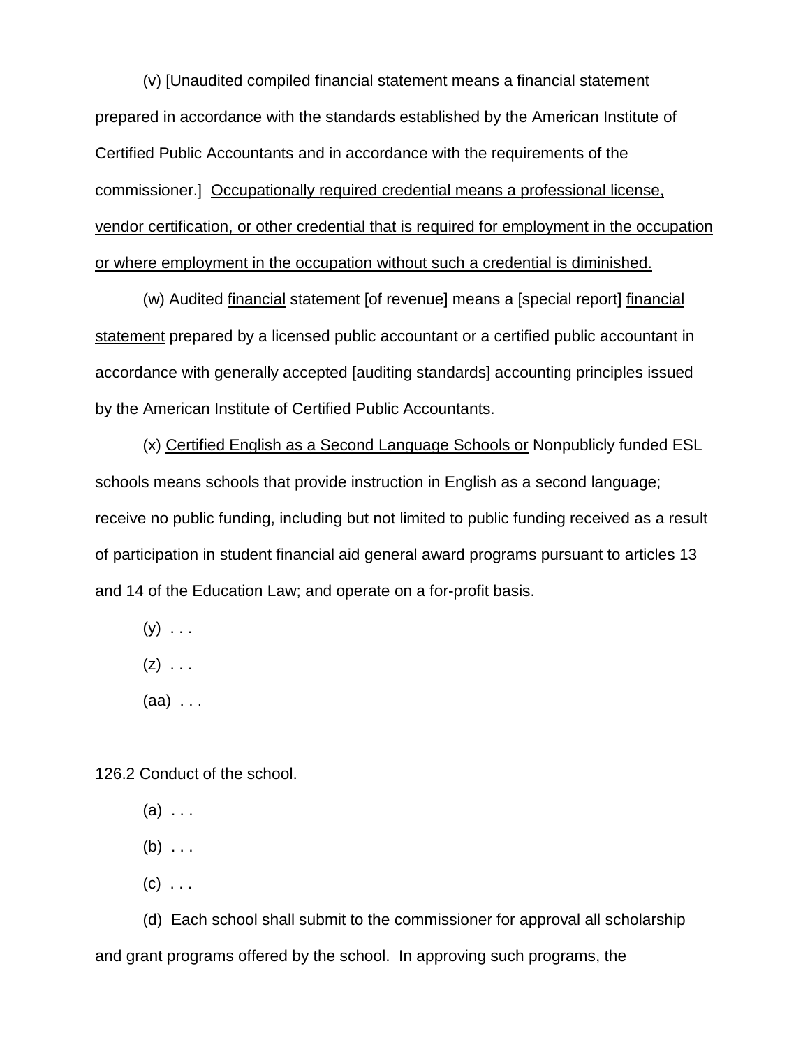(v) [Unaudited compiled financial statement means a financial statement prepared in accordance with the standards established by the American Institute of Certified Public Accountants and in accordance with the requirements of the commissioner.] <u>Occupationally required credential means a professional license, vendor certification, or other credential that is required for employment in the occupation or where employment in the occupation without such a credential is diminished.</u>

(w) Audited <u>financial</u> statement [of revenue] means a [special report] <u>financial statement</u> prepared by a licensed public accountant or a certified public accountant in accordance with generally accepted [auditing standards] <u>accounting principles</u> issued by the American Institute of Certified Public Accountants.

(x) <u>Certified English as a Second Language Schools or</u> Nonpublicly funded ESL schools means schools that provide instruction in English as a second language; receive no public funding, including but not limited to public funding received as a result of participation in student financial aid general award programs pursuant to articles 13 and 14 of the Education Law; and operate on a for-profit basis.

(y) . . .

(z) . . .

(aa) . . .

126.2 Conduct of the school.

(a) . . .

(b) . . .

(c) . . .

(d) Each school shall submit to the commissioner for approval all scholarship and grant programs offered by the school. In approving such programs, the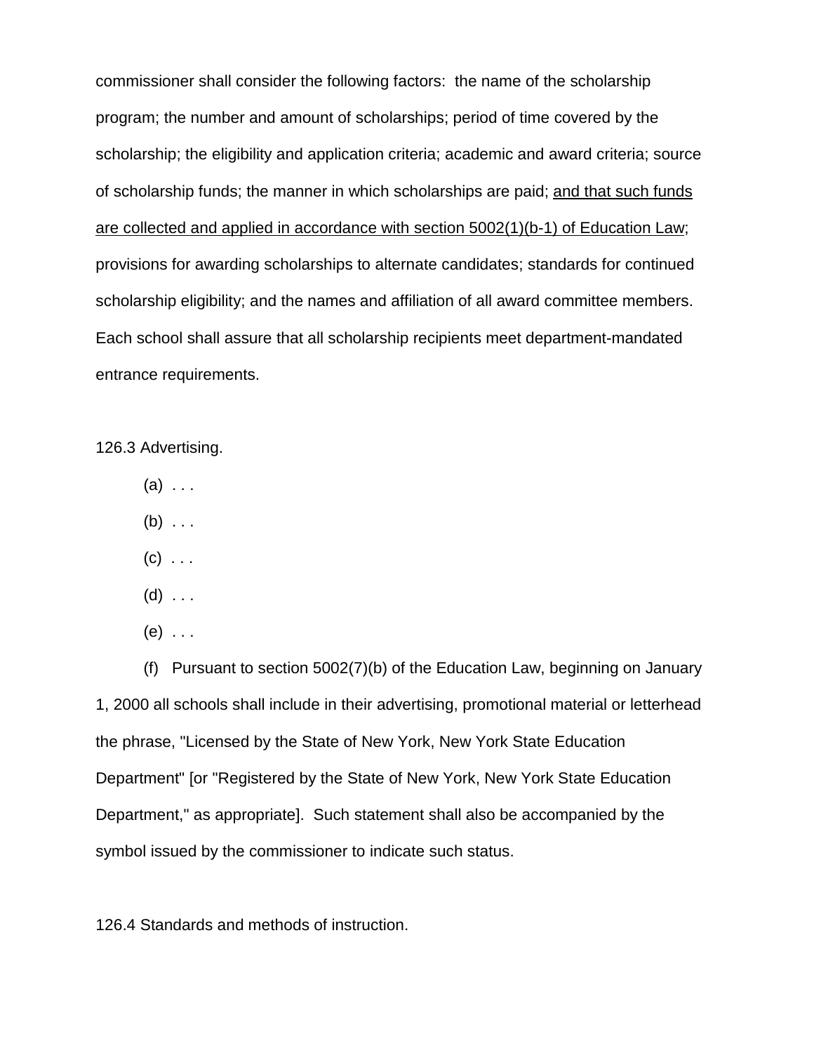commissioner shall consider the following factors: the name of the scholarship program; the number and amount of scholarships; period of time covered by the scholarship; the eligibility and application criteria; academic and award criteria; source of scholarship funds; the manner in which scholarships are paid; <u>and that such funds are collected and applied in accordance with section 5002(1)(b-1) of Education Law</u>; provisions for awarding scholarships to alternate candidates; standards for continued scholarship eligibility; and the names and affiliation of all award committee members. Each school shall assure that all scholarship recipients meet department-mandated entrance requirements.

126.3 Advertising.

(a) . . .

(b) . . .

(c) . . .

(d) . . .

(e) . . .

(f) Pursuant to section 5002(7)(b) of the Education Law, beginning on January 1, 2000 all schools shall include in their advertising, promotional material or letterhead the phrase, "Licensed by the State of New York, New York State Education Department" [or "Registered by the State of New York, New York State Education Department," as appropriate]. Such statement shall also be accompanied by the symbol issued by the commissioner to indicate such status.

126.4 Standards and methods of instruction.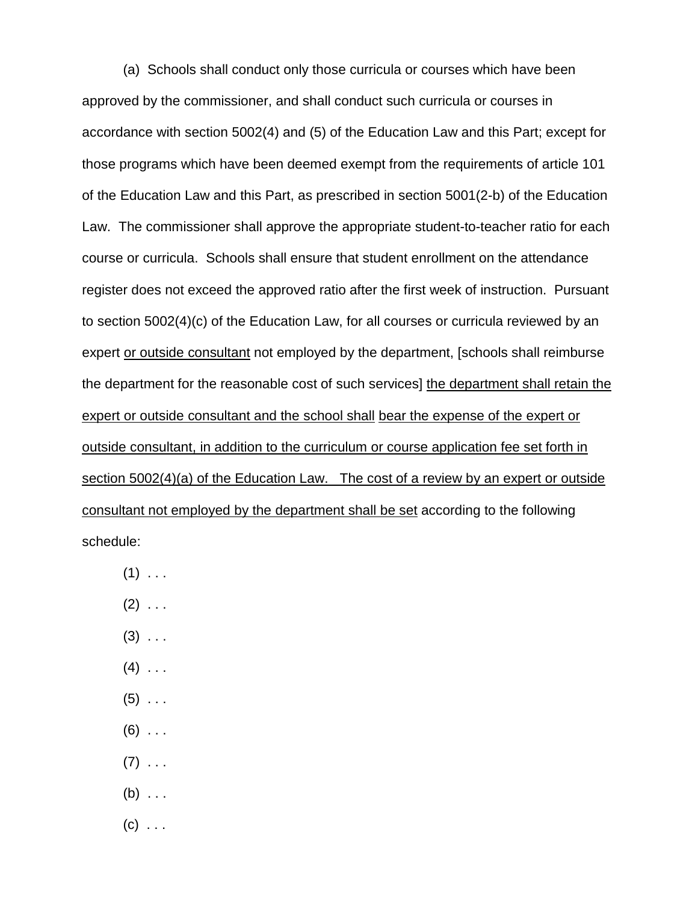(a) Schools shall conduct only those curricula or courses which have been approved by the commissioner, and shall conduct such curricula or courses in accordance with section 5002(4) and (5) of the Education Law and this Part; except for those programs which have been deemed exempt from the requirements of article 101 of the Education Law and this Part, as prescribed in section 5001(2-b) of the Education Law. The commissioner shall approve the appropriate student-to-teacher ratio for each course or curricula. Schools shall ensure that student enrollment on the attendance register does not exceed the approved ratio after the first week of instruction. Pursuant to section 5002(4)(c) of the Education Law, for all courses or curricula reviewed by an expert <u>or outside consultant</u> not employed by the department, [schools shall reimburse the department for the reasonable cost of such services] <u>the department shall retain the expert or outside consultant and the school shall</u> <u>bear the expense of the expert or outside consultant, in addition to the curriculum or course application fee set forth in section 5002(4)(a) of the Education Law. The cost of a review by an expert or outside consultant not employed by the department shall be set</u> according to the following schedule:

(1) . . .

(2) . . .

(3) . . .

(4) . . .

(5) . . .

(6) . . .

(7) . . .

(b) . . .

(c) . . .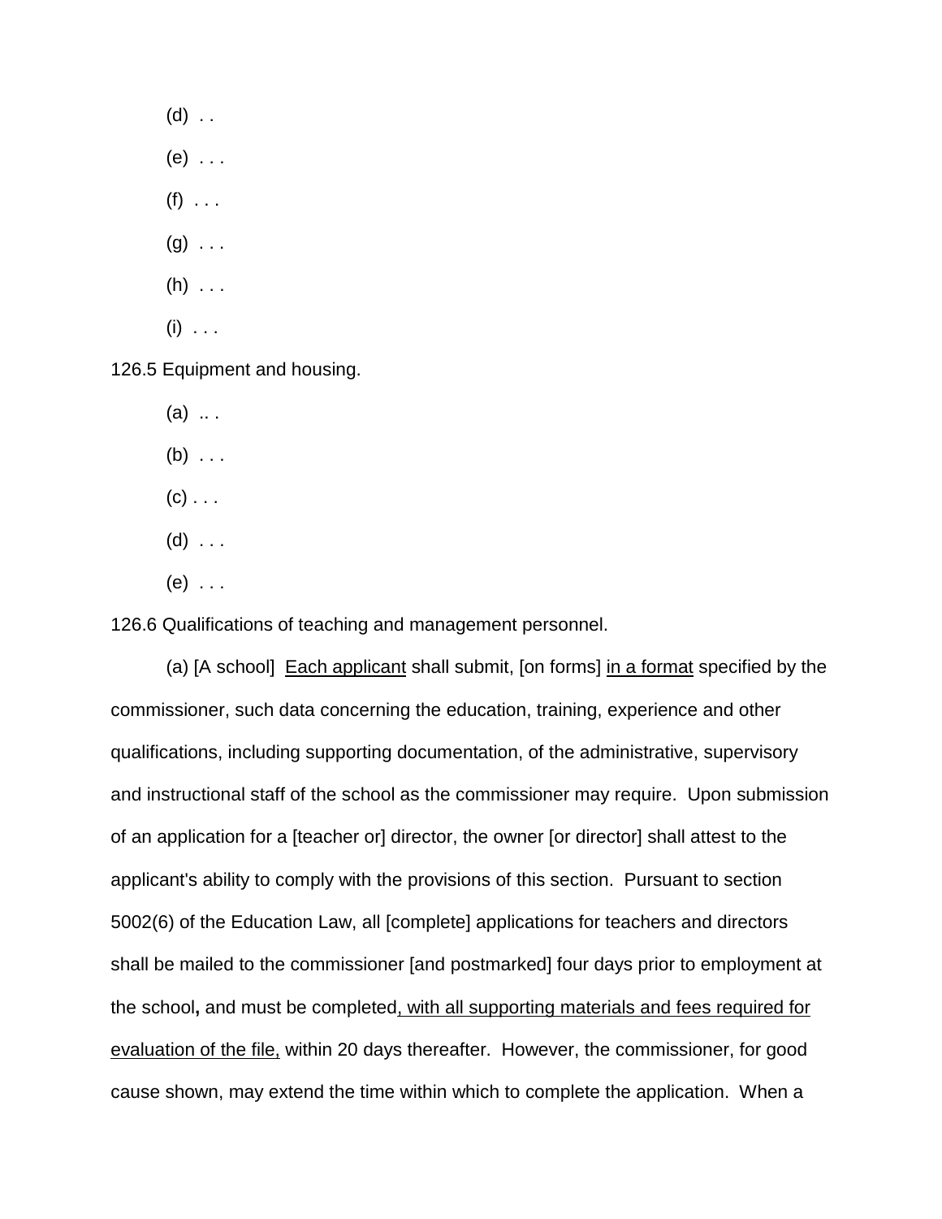(d) . .

(e) . . .

(f) . . .

(g) . . .

(h) . . .

(i) . . .

126.5 Equipment and housing.

(a) .. .

(b) . . .

(c) . . .

(d) . . .

(e) . . .

126.6 Qualifications of teaching and management personnel.

(a) [A school] <u>Each applicant</u> shall submit, [on forms] <u>in a format</u> specified by the commissioner, such data concerning the education, training, experience and other qualifications, including supporting documentation, of the administrative, supervisory and instructional staff of the school as the commissioner may require. Upon submission of an application for a [teacher or] director, the owner [or director] shall attest to the applicant's ability to comply with the provisions of this section. Pursuant to section 5002(6) of the Education Law, all [complete] applications for teachers and directors shall be mailed to the commissioner [and postmarked] four days prior to employment at the school**,** and must be completed<u>, with all supporting materials and fees required for evaluation of the file,</u> within 20 days thereafter. However, the commissioner, for good cause shown, may extend the time within which to complete the application. When a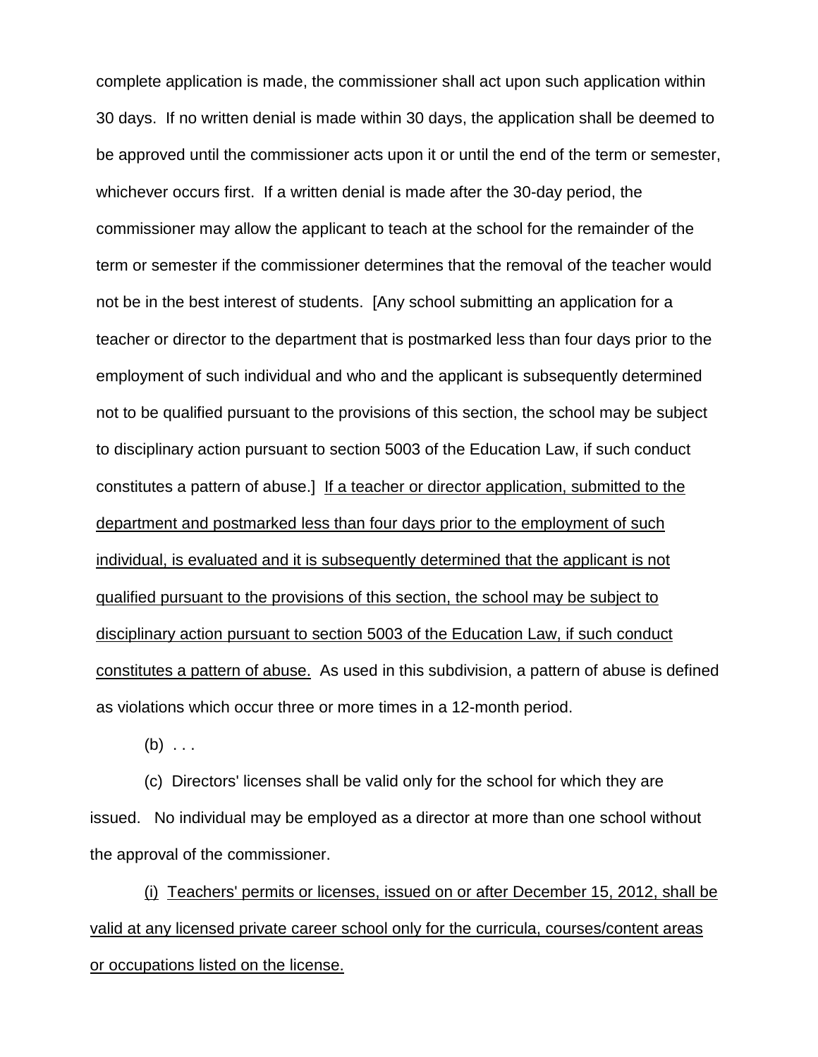complete application is made, the commissioner shall act upon such application within 30 days. If no written denial is made within 30 days, the application shall be deemed to be approved until the commissioner acts upon it or until the end of the term or semester, whichever occurs first. If a written denial is made after the 30-day period, the commissioner may allow the applicant to teach at the school for the remainder of the term or semester if the commissioner determines that the removal of the teacher would not be in the best interest of students. [Any school submitting an application for a teacher or director to the department that is postmarked less than four days prior to the employment of such individual and who and the applicant is subsequently determined not to be qualified pursuant to the provisions of this section, the school may be subject to disciplinary action pursuant to section 5003 of the Education Law, if such conduct constitutes a pattern of abuse.] <u>If a teacher or director application, submitted to the department and postmarked less than four days prior to the employment of such individual, is evaluated and it is subsequently determined that the applicant is not qualified pursuant to the provisions of this section, the school may be subject to disciplinary action pursuant to section 5003 of the Education Law, if such conduct constitutes a pattern of abuse.</u> As used in this subdivision, a pattern of abuse is defined as violations which occur three or more times in a 12-month period.

(b) . . .

(c) Directors' licenses shall be valid only for the school for which they are issued. No individual may be employed as a director at more than one school without the approval of the commissioner.

<u>(i) Teachers' permits or licenses, issued on or after December 15, 2012, shall be valid at any licensed private career school only for the curricula, courses/content areas or occupations listed on the license.</u>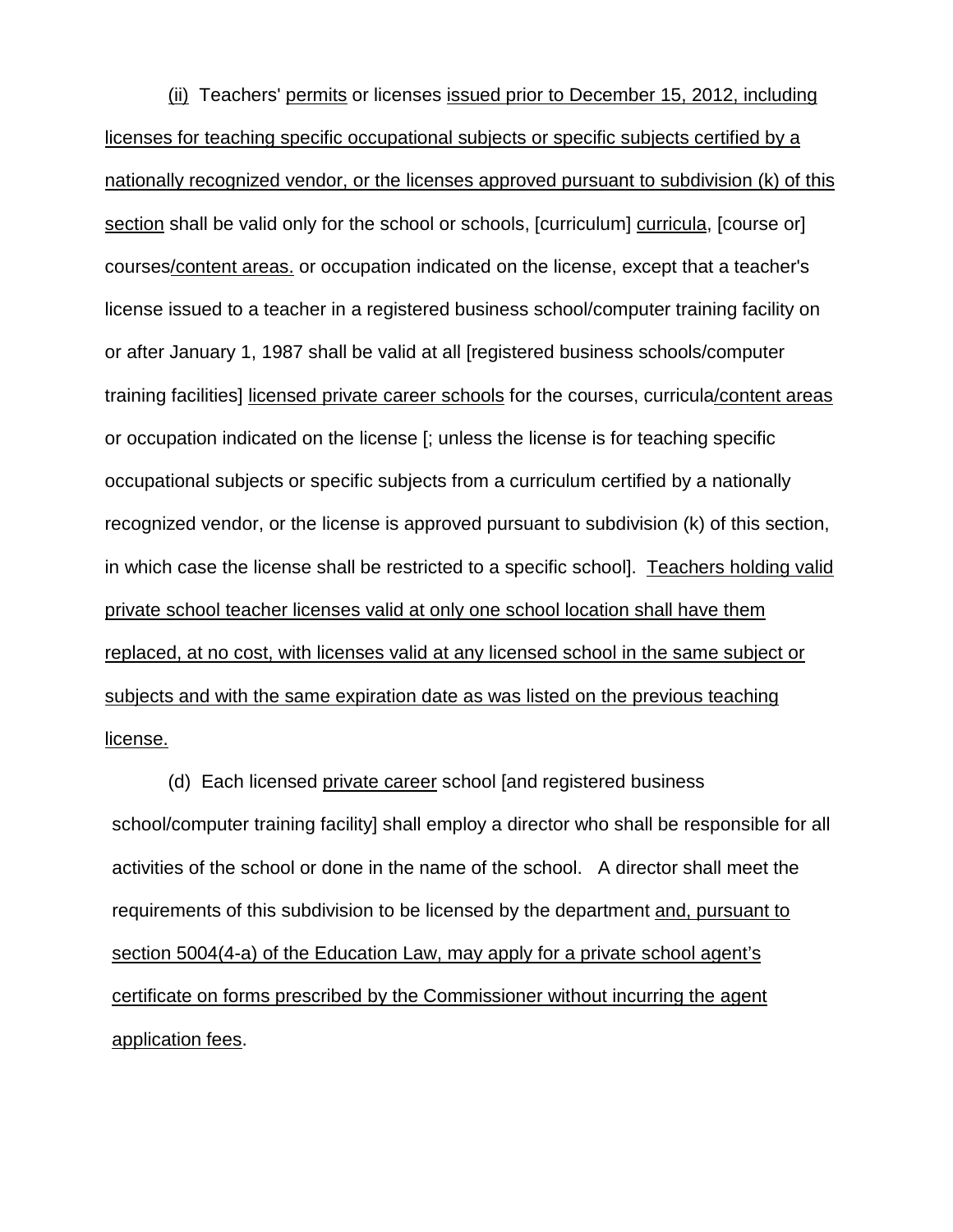(ii) Teachers' permits or licenses issued prior to December 15, 2012, including licenses for teaching specific occupational subjects or specific subjects certified by a nationally recognized vendor, or the licenses approved pursuant to subdivision (k) of this section shall be valid only for the school or schools, [curriculum] curricula, [course or] courses/content areas. or occupation indicated on the license, except that a teacher's license issued to a teacher in a registered business school/computer training facility on or after January 1, 1987 shall be valid at all [registered business schools/computer training facilities] licensed private career schools for the courses, curricula/content areas or occupation indicated on the license [; unless the license is for teaching specific occupational subjects or specific subjects from a curriculum certified by a nationally recognized vendor, or the license is approved pursuant to subdivision (k) of this section, in which case the license shall be restricted to a specific school]. Teachers holding valid private school teacher licenses valid at only one school location shall have them replaced, at no cost, with licenses valid at any licensed school in the same subject or subjects and with the same expiration date as was listed on the previous teaching license.

(d) Each licensed private career school [and registered business school/computer training facility] shall employ a director who shall be responsible for all activities of the school or done in the name of the school. A director shall meet the requirements of this subdivision to be licensed by the department and, pursuant to section 5004(4-a) of the Education Law, may apply for a private school agent's certificate on forms prescribed by the Commissioner without incurring the agent application fees.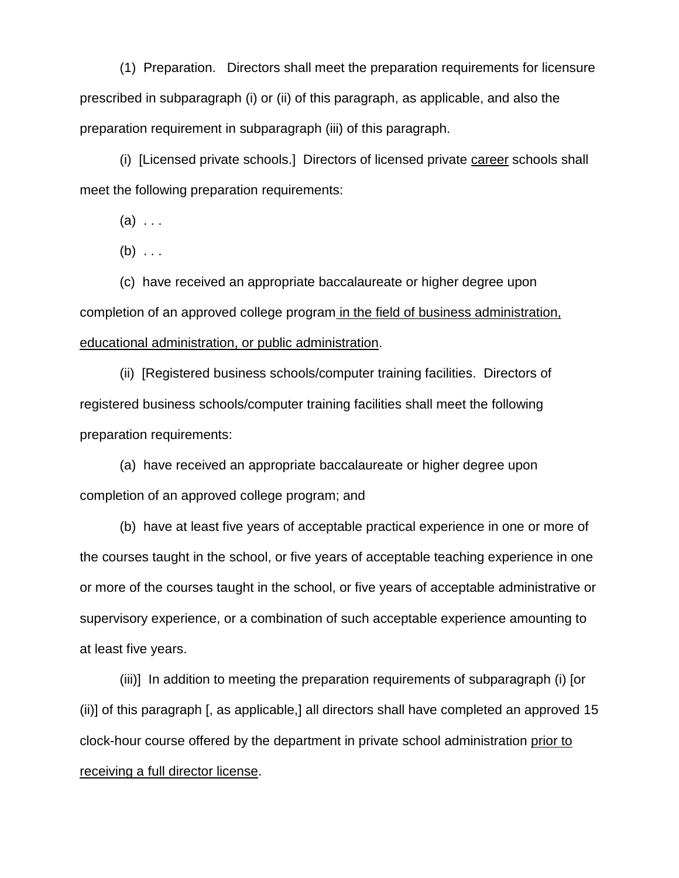(1) Preparation. Directors shall meet the preparation requirements for licensure prescribed in subparagraph (i) or (ii) of this paragraph, as applicable, and also the preparation requirement in subparagraph (iii) of this paragraph.

(i) [Licensed private schools.] Directors of licensed private <u>career</u> schools shall meet the following preparation requirements:

(a) . . .

(b) . . .

(c) have received an appropriate baccalaureate or higher degree upon completion of an approved college program<u> in the field of business administration, educational administration, or public administration</u>.

(ii) [Registered business schools/computer training facilities. Directors of registered business schools/computer training facilities shall meet the following preparation requirements:

(a) have received an appropriate baccalaureate or higher degree upon completion of an approved college program; and

(b) have at least five years of acceptable practical experience in one or more of the courses taught in the school, or five years of acceptable teaching experience in one or more of the courses taught in the school, or five years of acceptable administrative or supervisory experience, or a combination of such acceptable experience amounting to at least five years.

(iii)] In addition to meeting the preparation requirements of subparagraph (i) [or (ii)] of this paragraph [, as applicable,] all directors shall have completed an approved 15 clock-hour course offered by the department in private school administration <u>prior to receiving a full director license</u>.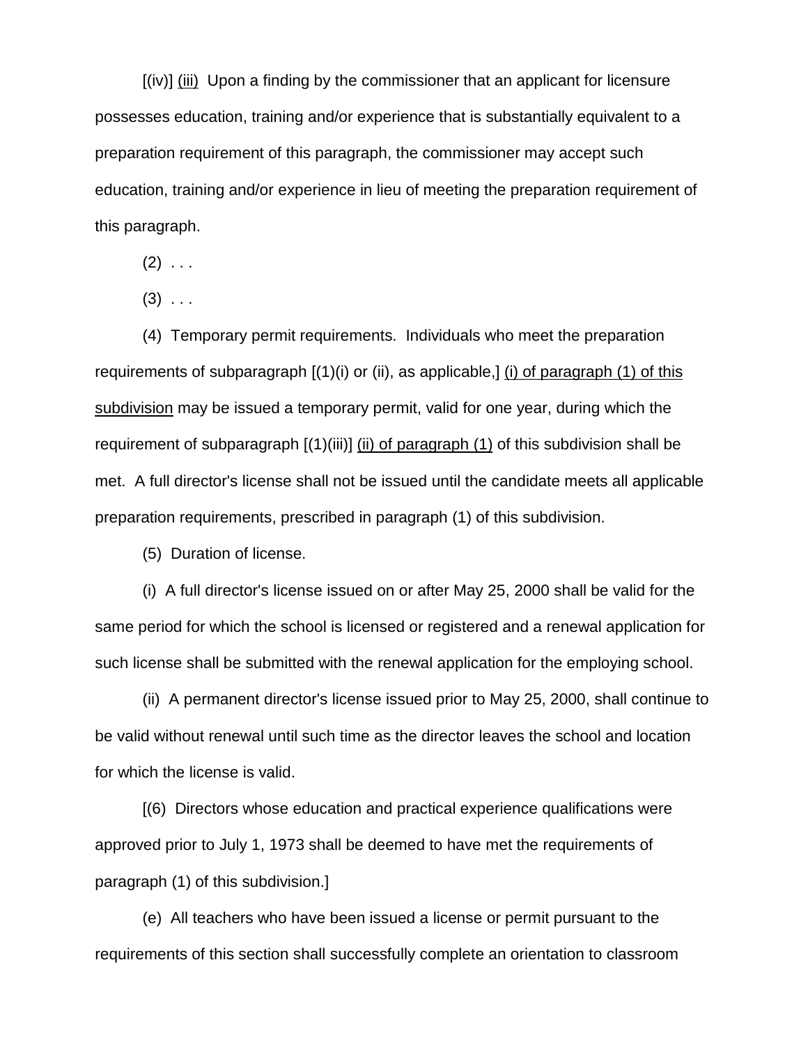[(iv)] (iii) Upon a finding by the commissioner that an applicant for licensure possesses education, training and/or experience that is substantially equivalent to a preparation requirement of this paragraph, the commissioner may accept such education, training and/or experience in lieu of meeting the preparation requirement of this paragraph.

(2) . . .

(3) . . .

(4) Temporary permit requirements. Individuals who meet the preparation requirements of subparagraph [(1)(i) or (ii), as applicable,] (i) of paragraph (1) of this subdivision may be issued a temporary permit, valid for one year, during which the requirement of subparagraph [(1)(iii)] (ii) of paragraph (1) of this subdivision shall be met. A full director's license shall not be issued until the candidate meets all applicable preparation requirements, prescribed in paragraph (1) of this subdivision.

(5) Duration of license.

(i) A full director's license issued on or after May 25, 2000 shall be valid for the same period for which the school is licensed or registered and a renewal application for such license shall be submitted with the renewal application for the employing school.

(ii) A permanent director's license issued prior to May 25, 2000, shall continue to be valid without renewal until such time as the director leaves the school and location for which the license is valid.

[(6) Directors whose education and practical experience qualifications were approved prior to July 1, 1973 shall be deemed to have met the requirements of paragraph (1) of this subdivision.]

(e) All teachers who have been issued a license or permit pursuant to the requirements of this section shall successfully complete an orientation to classroom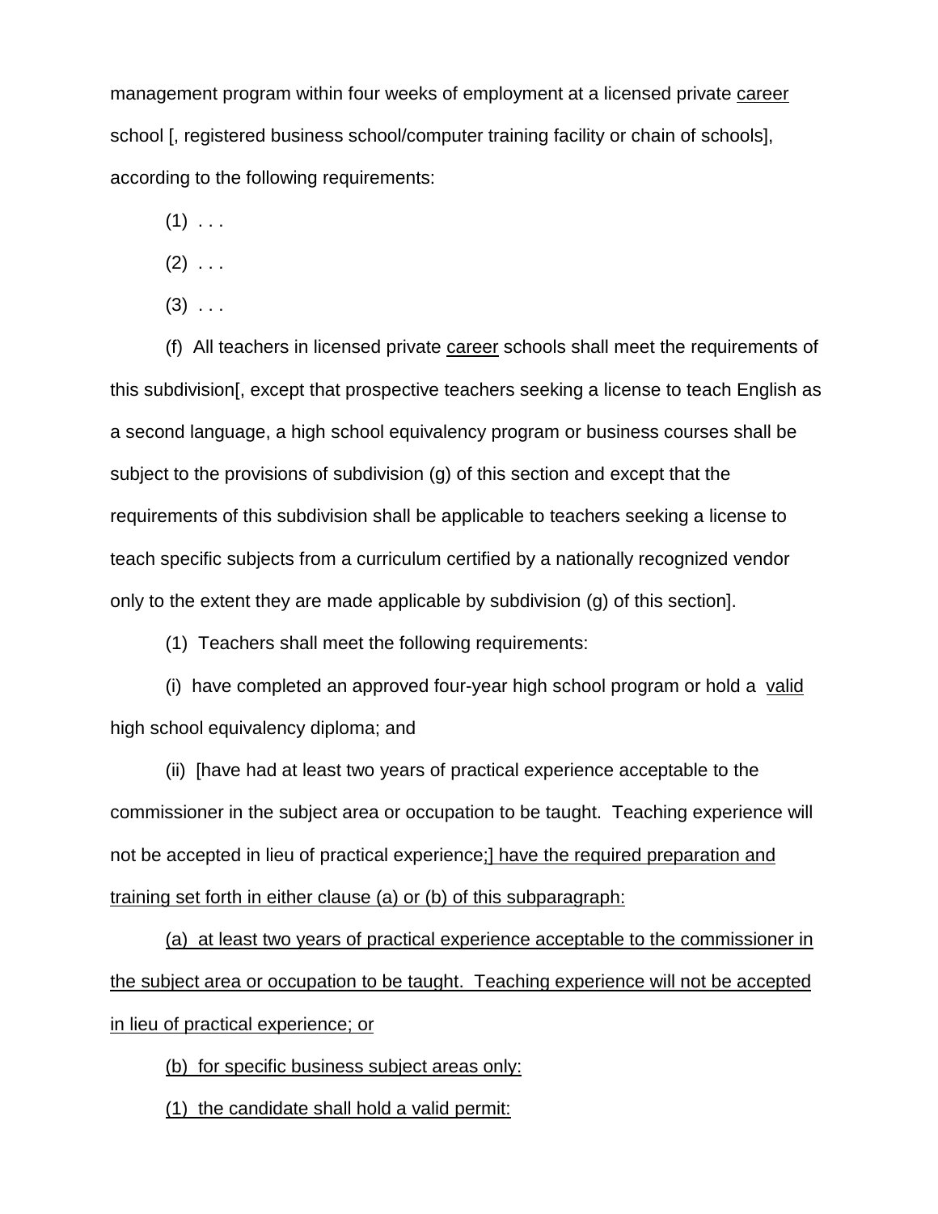management program within four weeks of employment at a licensed private career school [, registered business school/computer training facility or chain of schools], according to the following requirements:

(1) . . .

(2) . . .

(3) . . .

(f) All teachers in licensed private career schools shall meet the requirements of this subdivision[, except that prospective teachers seeking a license to teach English as a second language, a high school equivalency program or business courses shall be subject to the provisions of subdivision (g) of this section and except that the requirements of this subdivision shall be applicable to teachers seeking a license to teach specific subjects from a curriculum certified by a nationally recognized vendor only to the extent they are made applicable by subdivision (g) of this section].

(1) Teachers shall meet the following requirements:

(i) have completed an approved four-year high school program or hold a valid high school equivalency diploma; and

(ii) [have had at least two years of practical experience acceptable to the commissioner in the subject area or occupation to be taught. Teaching experience will not be accepted in lieu of practical experience;] have the required preparation and training set forth in either clause (a) or (b) of this subparagraph:

(a) at least two years of practical experience acceptable to the commissioner in the subject area or occupation to be taught. Teaching experience will not be accepted in lieu of practical experience; or

(b) for specific business subject areas only:

(1) the candidate shall hold a valid permit: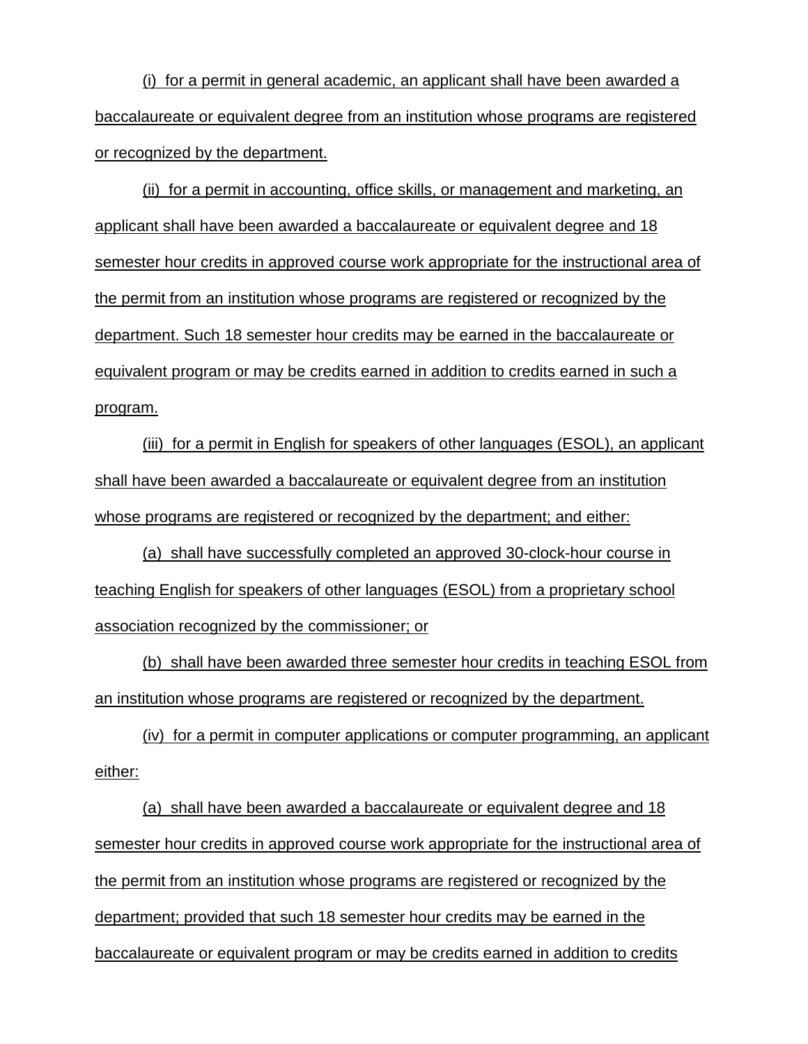(i) for a permit in general academic, an applicant shall have been awarded a baccalaureate or equivalent degree from an institution whose programs are registered or recognized by the department.

(ii) for a permit in accounting, office skills, or management and marketing, an applicant shall have been awarded a baccalaureate or equivalent degree and 18 semester hour credits in approved course work appropriate for the instructional area of the permit from an institution whose programs are registered or recognized by the department. Such 18 semester hour credits may be earned in the baccalaureate or equivalent program or may be credits earned in addition to credits earned in such a program.

(iii) for a permit in English for speakers of other languages (ESOL), an applicant shall have been awarded a baccalaureate or equivalent degree from an institution whose programs are registered or recognized by the department; and either:

(a) shall have successfully completed an approved 30-clock-hour course in teaching English for speakers of other languages (ESOL) from a proprietary school association recognized by the commissioner; or

(b) shall have been awarded three semester hour credits in teaching ESOL from an institution whose programs are registered or recognized by the department.

(iv) for a permit in computer applications or computer programming, an applicant either:

(a) shall have been awarded a baccalaureate or equivalent degree and 18 semester hour credits in approved course work appropriate for the instructional area of the permit from an institution whose programs are registered or recognized by the department; provided that such 18 semester hour credits may be earned in the baccalaureate or equivalent program or may be credits earned in addition to credits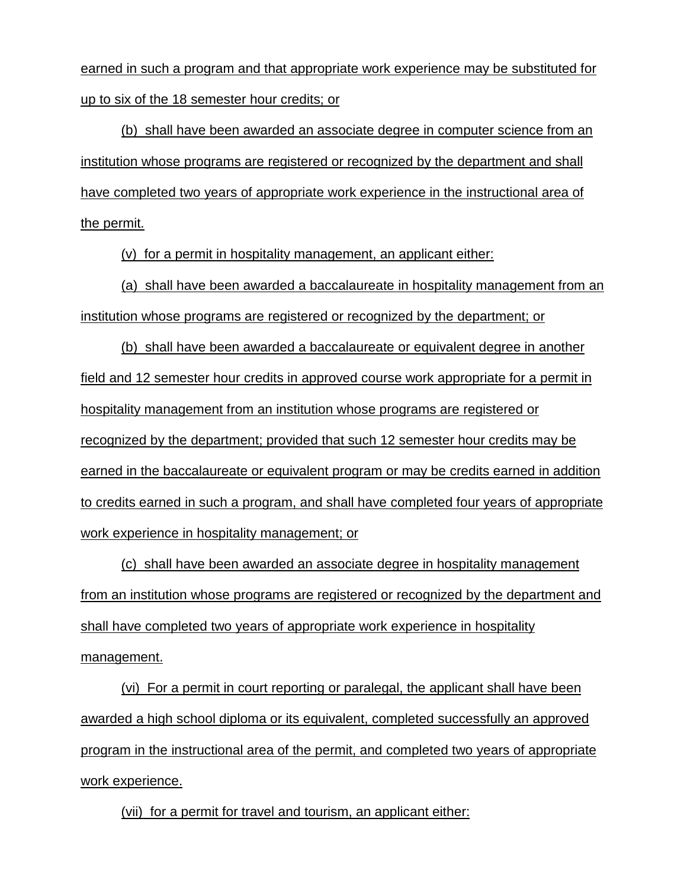earned in such a program and that appropriate work experience may be substituted for up to six of the 18 semester hour credits; or

(b) shall have been awarded an associate degree in computer science from an institution whose programs are registered or recognized by the department and shall have completed two years of appropriate work experience in the instructional area of the permit.

(v) for a permit in hospitality management, an applicant either:

(a) shall have been awarded a baccalaureate in hospitality management from an institution whose programs are registered or recognized by the department; or

(b) shall have been awarded a baccalaureate or equivalent degree in another field and 12 semester hour credits in approved course work appropriate for a permit in hospitality management from an institution whose programs are registered or recognized by the department; provided that such 12 semester hour credits may be earned in the baccalaureate or equivalent program or may be credits earned in addition to credits earned in such a program, and shall have completed four years of appropriate work experience in hospitality management; or

(c) shall have been awarded an associate degree in hospitality management from an institution whose programs are registered or recognized by the department and shall have completed two years of appropriate work experience in hospitality management.

(vi) For a permit in court reporting or paralegal, the applicant shall have been awarded a high school diploma or its equivalent, completed successfully an approved program in the instructional area of the permit, and completed two years of appropriate work experience.

(vii) for a permit for travel and tourism, an applicant either: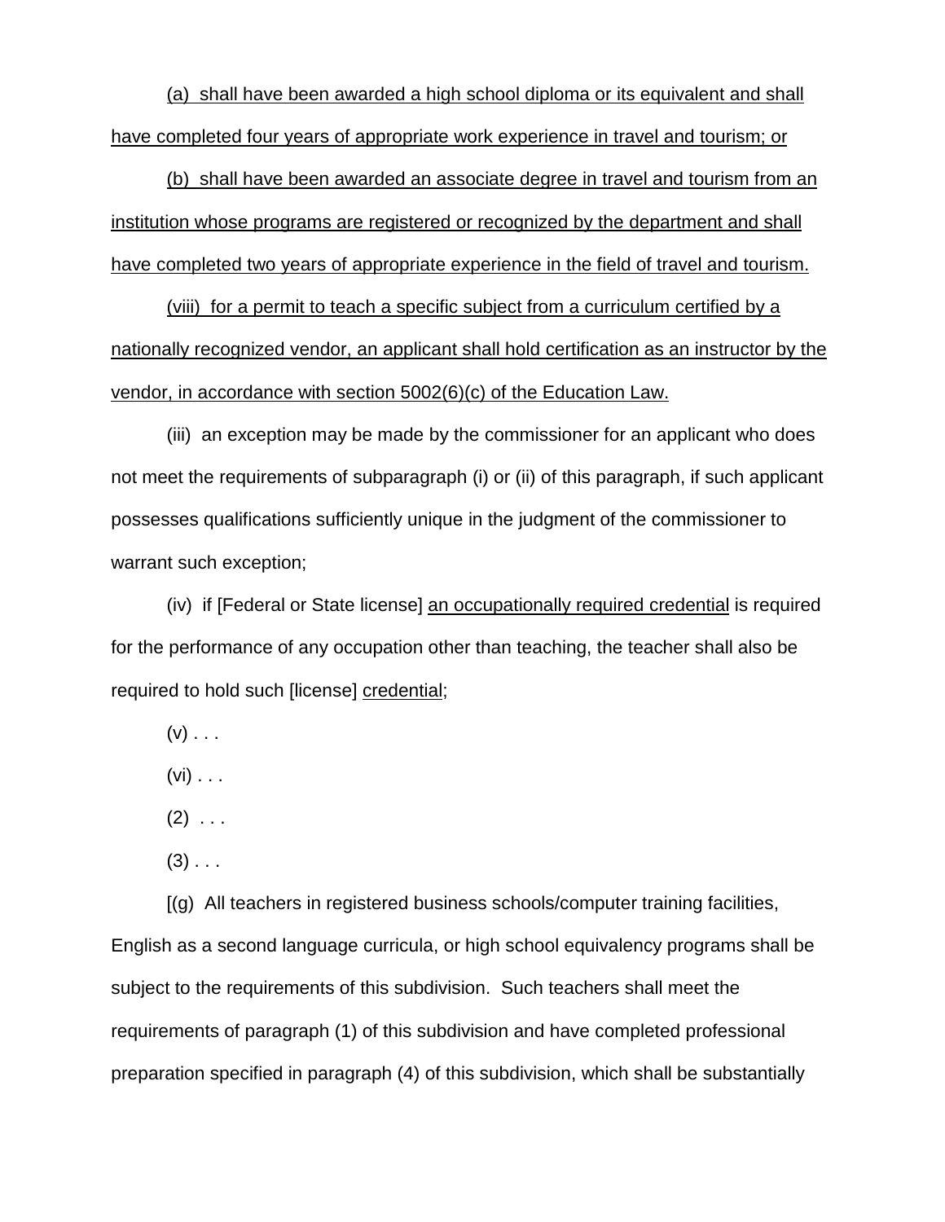(a) shall have been awarded a high school diploma or its equivalent and shall have completed four years of appropriate work experience in travel and tourism; or

(b) shall have been awarded an associate degree in travel and tourism from an institution whose programs are registered or recognized by the department and shall have completed two years of appropriate experience in the field of travel and tourism.

(viii) for a permit to teach a specific subject from a curriculum certified by a nationally recognized vendor, an applicant shall hold certification as an instructor by the vendor, in accordance with section 5002(6)(c) of the Education Law.

(iii) an exception may be made by the commissioner for an applicant who does not meet the requirements of subparagraph (i) or (ii) of this paragraph, if such applicant possesses qualifications sufficiently unique in the judgment of the commissioner to warrant such exception;

(iv) if [Federal or State license] an occupationally required credential is required for the performance of any occupation other than teaching, the teacher shall also be required to hold such [license] credential;

(v) . . .

(vi) . . .

(2) . . .

(3) . . .

[(g) All teachers in registered business schools/computer training facilities, English as a second language curricula, or high school equivalency programs shall be subject to the requirements of this subdivision. Such teachers shall meet the requirements of paragraph (1) of this subdivision and have completed professional preparation specified in paragraph (4) of this subdivision, which shall be substantially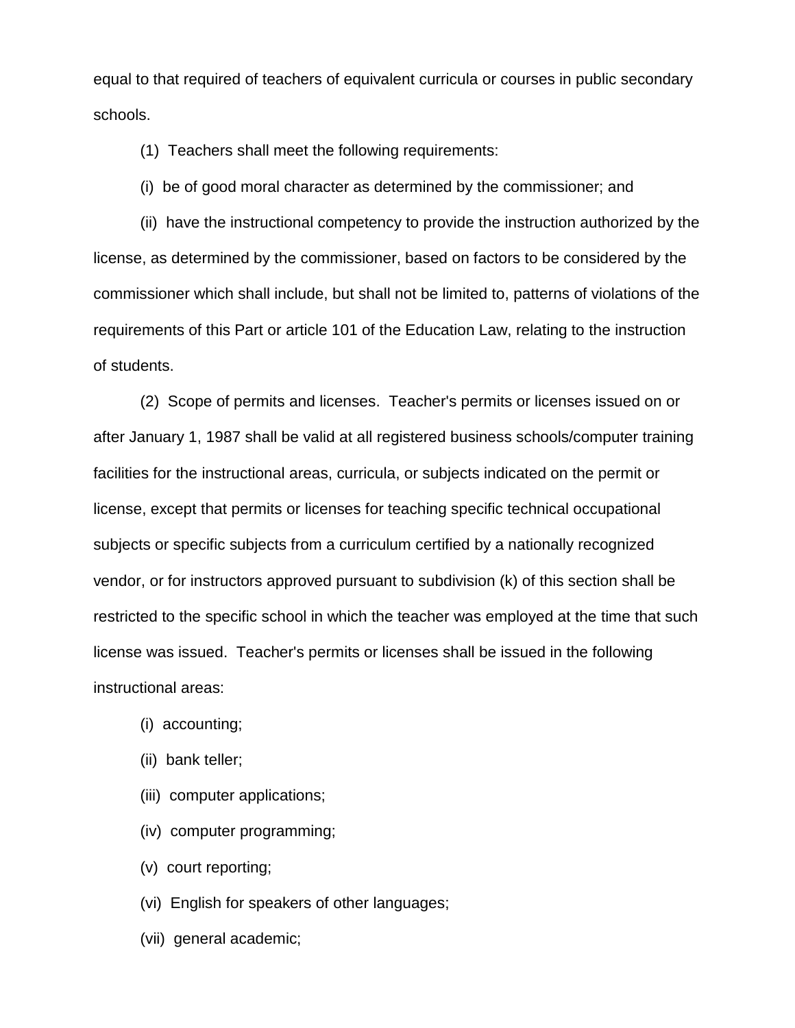equal to that required of teachers of equivalent curricula or courses in public secondary schools.

(1) Teachers shall meet the following requirements:

(i) be of good moral character as determined by the commissioner; and

(ii) have the instructional competency to provide the instruction authorized by the license, as determined by the commissioner, based on factors to be considered by the commissioner which shall include, but shall not be limited to, patterns of violations of the requirements of this Part or article 101 of the Education Law, relating to the instruction of students.

(2) Scope of permits and licenses. Teacher's permits or licenses issued on or after January 1, 1987 shall be valid at all registered business schools/computer training facilities for the instructional areas, curricula, or subjects indicated on the permit or license, except that permits or licenses for teaching specific technical occupational subjects or specific subjects from a curriculum certified by a nationally recognized vendor, or for instructors approved pursuant to subdivision (k) of this section shall be restricted to the specific school in which the teacher was employed at the time that such license was issued. Teacher's permits or licenses shall be issued in the following instructional areas:

(i) accounting;

(ii) bank teller;

(iii) computer applications;

(iv) computer programming;

(v) court reporting;

(vi) English for speakers of other languages;

(vii) general academic;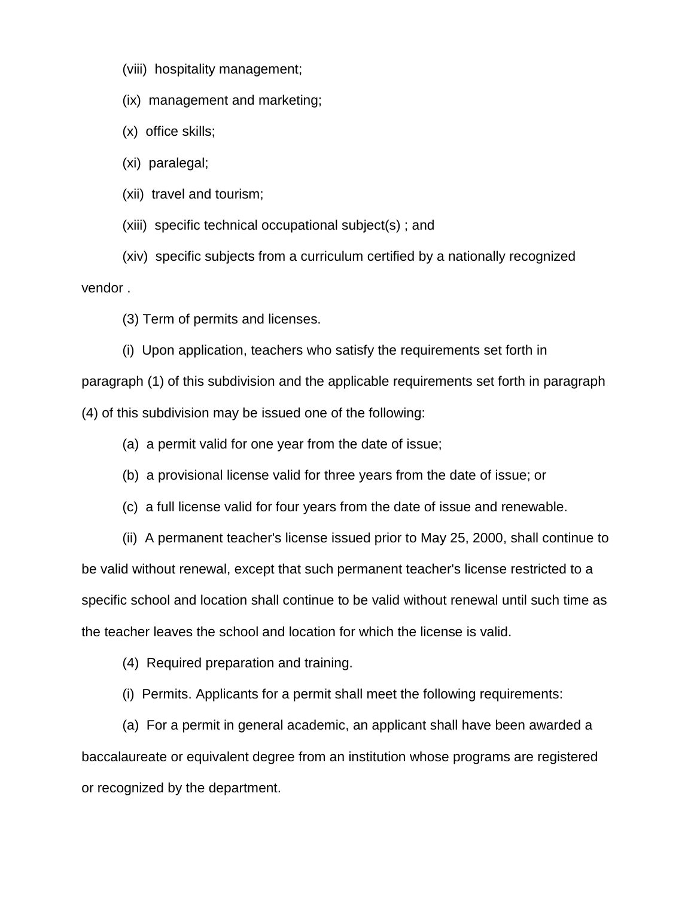(viii) hospitality management;

(ix) management and marketing;

(x) office skills;

(xi) paralegal;

(xii) travel and tourism;

(xiii) specific technical occupational subject(s) ; and

(xiv) specific subjects from a curriculum certified by a nationally recognized vendor .

(3) Term of permits and licenses.

(i) Upon application, teachers who satisfy the requirements set forth in paragraph (1) of this subdivision and the applicable requirements set forth in paragraph (4) of this subdivision may be issued one of the following:

(a) a permit valid for one year from the date of issue;

(b) a provisional license valid for three years from the date of issue; or

(c) a full license valid for four years from the date of issue and renewable.

(ii) A permanent teacher's license issued prior to May 25, 2000, shall continue to be valid without renewal, except that such permanent teacher's license restricted to a specific school and location shall continue to be valid without renewal until such time as the teacher leaves the school and location for which the license is valid.

(4) Required preparation and training.

(i) Permits. Applicants for a permit shall meet the following requirements:

(a) For a permit in general academic, an applicant shall have been awarded a baccalaureate or equivalent degree from an institution whose programs are registered or recognized by the department.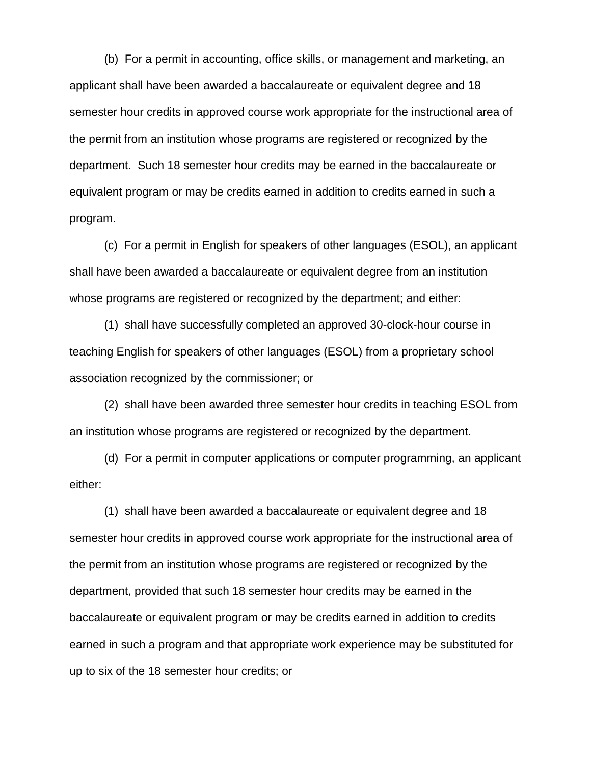(b) For a permit in accounting, office skills, or management and marketing, an applicant shall have been awarded a baccalaureate or equivalent degree and 18 semester hour credits in approved course work appropriate for the instructional area of the permit from an institution whose programs are registered or recognized by the department. Such 18 semester hour credits may be earned in the baccalaureate or equivalent program or may be credits earned in addition to credits earned in such a program.

(c) For a permit in English for speakers of other languages (ESOL), an applicant shall have been awarded a baccalaureate or equivalent degree from an institution whose programs are registered or recognized by the department; and either:

(1) shall have successfully completed an approved 30-clock-hour course in teaching English for speakers of other languages (ESOL) from a proprietary school association recognized by the commissioner; or

(2) shall have been awarded three semester hour credits in teaching ESOL from an institution whose programs are registered or recognized by the department.

(d) For a permit in computer applications or computer programming, an applicant either:

(1) shall have been awarded a baccalaureate or equivalent degree and 18 semester hour credits in approved course work appropriate for the instructional area of the permit from an institution whose programs are registered or recognized by the department, provided that such 18 semester hour credits may be earned in the baccalaureate or equivalent program or may be credits earned in addition to credits earned in such a program and that appropriate work experience may be substituted for up to six of the 18 semester hour credits; or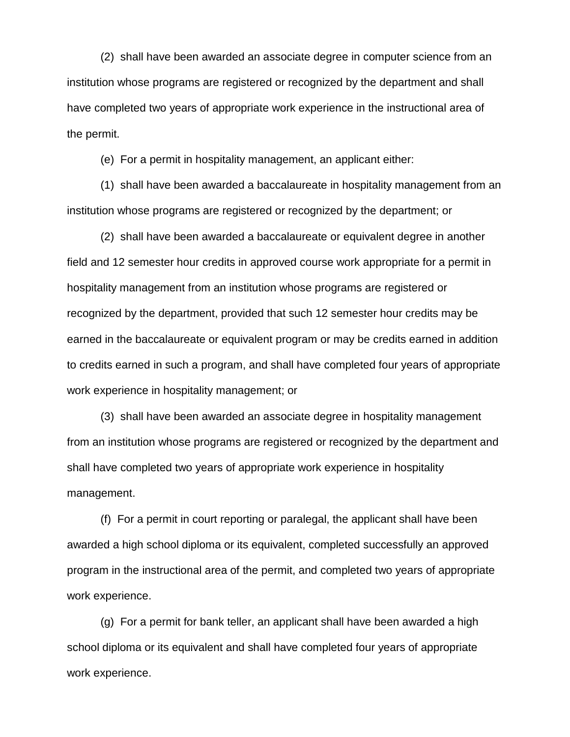(2) shall have been awarded an associate degree in computer science from an institution whose programs are registered or recognized by the department and shall have completed two years of appropriate work experience in the instructional area of the permit.

(e) For a permit in hospitality management, an applicant either:

(1) shall have been awarded a baccalaureate in hospitality management from an institution whose programs are registered or recognized by the department; or

(2) shall have been awarded a baccalaureate or equivalent degree in another field and 12 semester hour credits in approved course work appropriate for a permit in hospitality management from an institution whose programs are registered or recognized by the department, provided that such 12 semester hour credits may be earned in the baccalaureate or equivalent program or may be credits earned in addition to credits earned in such a program, and shall have completed four years of appropriate work experience in hospitality management; or

(3) shall have been awarded an associate degree in hospitality management from an institution whose programs are registered or recognized by the department and shall have completed two years of appropriate work experience in hospitality management.

(f) For a permit in court reporting or paralegal, the applicant shall have been awarded a high school diploma or its equivalent, completed successfully an approved program in the instructional area of the permit, and completed two years of appropriate work experience.

(g) For a permit for bank teller, an applicant shall have been awarded a high school diploma or its equivalent and shall have completed four years of appropriate work experience.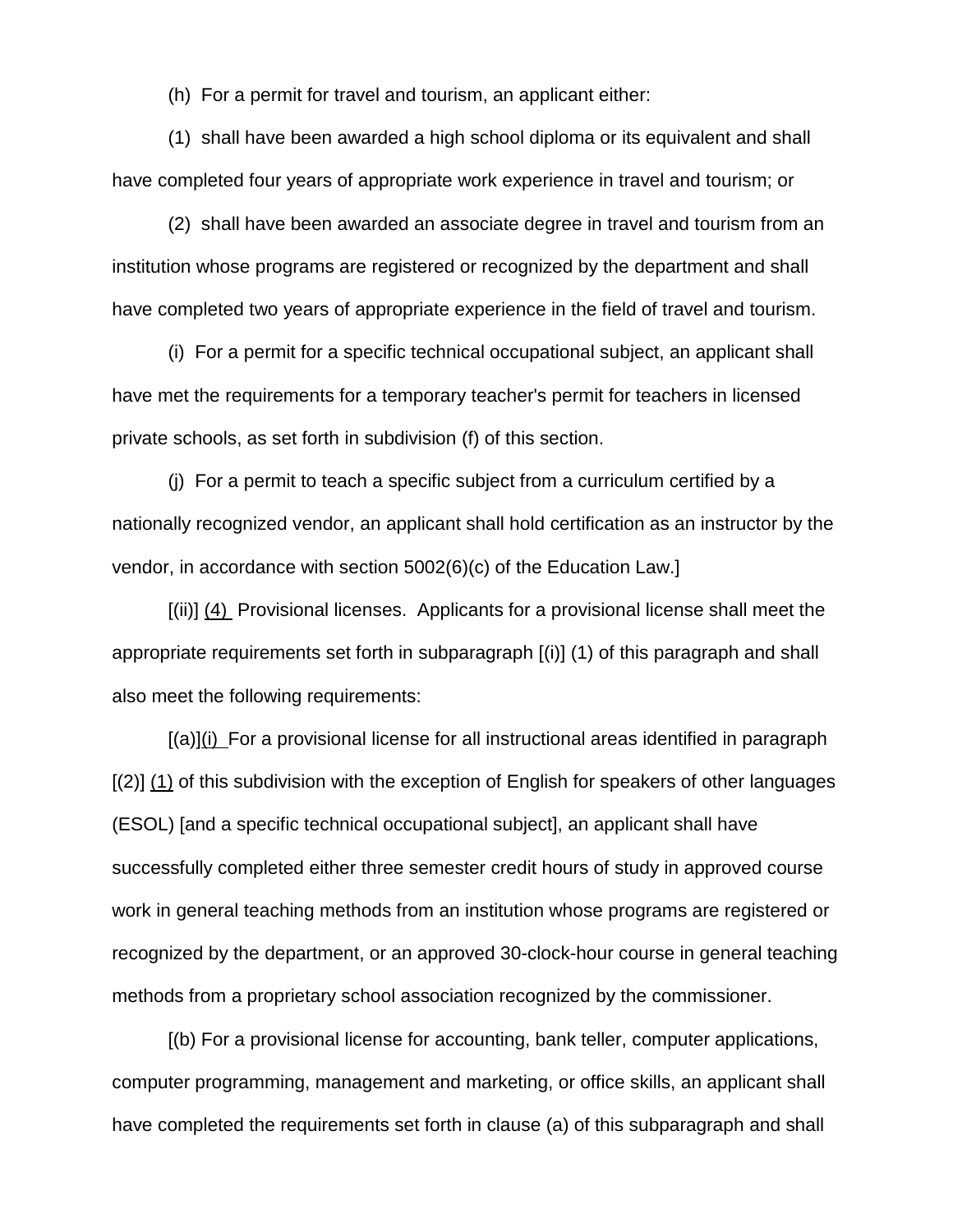(h) For a permit for travel and tourism, an applicant either:

(1) shall have been awarded a high school diploma or its equivalent and shall have completed four years of appropriate work experience in travel and tourism; or

(2) shall have been awarded an associate degree in travel and tourism from an institution whose programs are registered or recognized by the department and shall have completed two years of appropriate experience in the field of travel and tourism.

(i) For a permit for a specific technical occupational subject, an applicant shall have met the requirements for a temporary teacher's permit for teachers in licensed private schools, as set forth in subdivision (f) of this section.

(j) For a permit to teach a specific subject from a curriculum certified by a nationally recognized vendor, an applicant shall hold certification as an instructor by the vendor, in accordance with section 5002(6)(c) of the Education Law.]

[(ii)] (4) Provisional licenses. Applicants for a provisional license shall meet the appropriate requirements set forth in subparagraph [(i)] (1) of this paragraph and shall also meet the following requirements:

[(a)](i) For a provisional license for all instructional areas identified in paragraph [(2)] (1) of this subdivision with the exception of English for speakers of other languages (ESOL) [and a specific technical occupational subject], an applicant shall have successfully completed either three semester credit hours of study in approved course work in general teaching methods from an institution whose programs are registered or recognized by the department, or an approved 30-clock-hour course in general teaching methods from a proprietary school association recognized by the commissioner.

[(b) For a provisional license for accounting, bank teller, computer applications, computer programming, management and marketing, or office skills, an applicant shall have completed the requirements set forth in clause (a) of this subparagraph and shall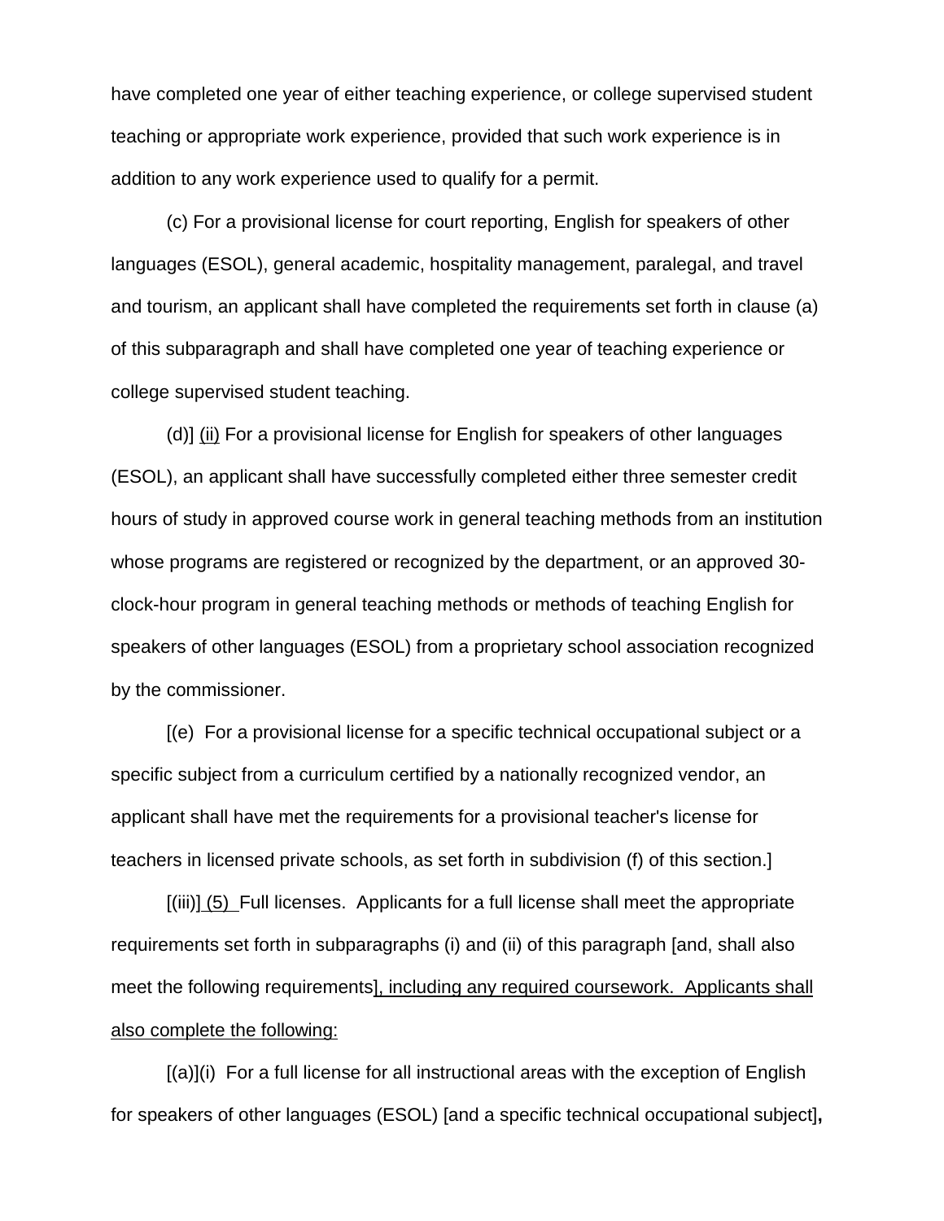have completed one year of either teaching experience, or college supervised student teaching or appropriate work experience, provided that such work experience is in addition to any work experience used to qualify for a permit.

(c) For a provisional license for court reporting, English for speakers of other languages (ESOL), general academic, hospitality management, paralegal, and travel and tourism, an applicant shall have completed the requirements set forth in clause (a) of this subparagraph and shall have completed one year of teaching experience or college supervised student teaching.

(d)] <u>(ii)</u> For a provisional license for English for speakers of other languages (ESOL), an applicant shall have successfully completed either three semester credit hours of study in approved course work in general teaching methods from an institution whose programs are registered or recognized by the department, or an approved 30-clock-hour program in general teaching methods or methods of teaching English for speakers of other languages (ESOL) from a proprietary school association recognized by the commissioner.

[(e) For a provisional license for a specific technical occupational subject or a specific subject from a curriculum certified by a nationally recognized vendor, an applicant shall have met the requirements for a provisional teacher's license for teachers in licensed private schools, as set forth in subdivision (f) of this section.]

[(iii)] <u>(5)</u> Full licenses. Applicants for a full license shall meet the appropriate requirements set forth in subparagraphs (i) and (ii) of this paragraph [and, shall also meet the following requirements]<u>, including any required coursework. Applicants shall also complete the following:</u>

[(a)](i) For a full license for all instructional areas with the exception of English for speakers of other languages (ESOL) [and a specific technical occupational subject]**,**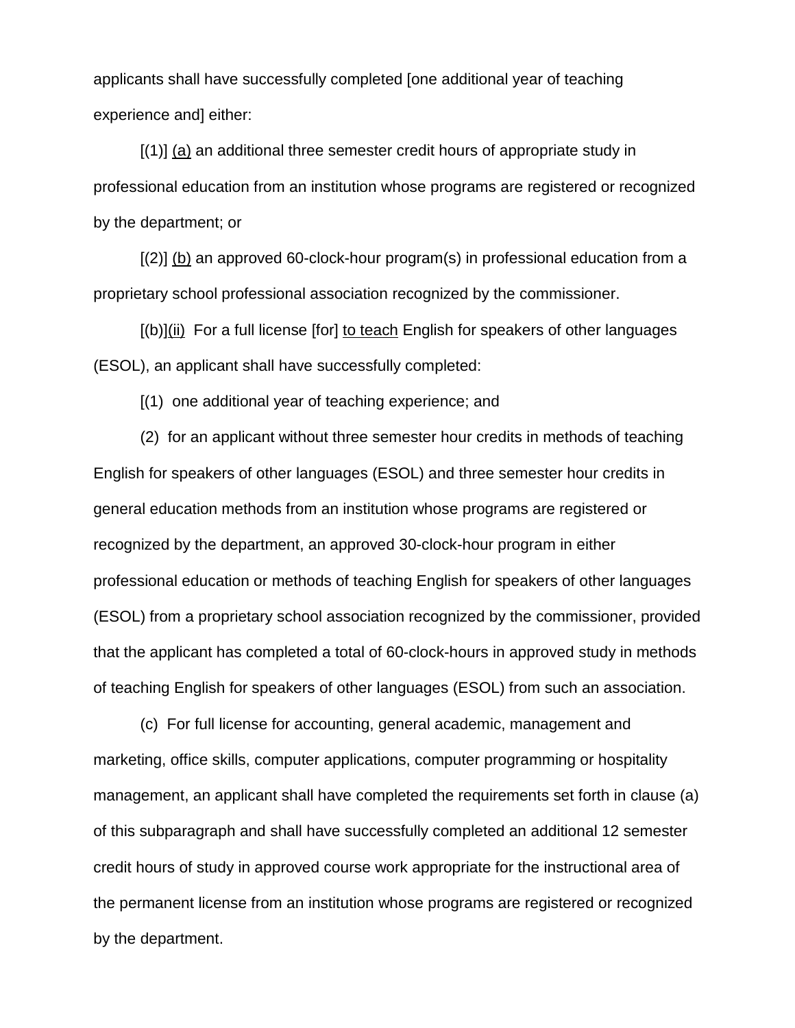applicants shall have successfully completed [one additional year of teaching experience and] either:

[(1)] <u>(a)</u> an additional three semester credit hours of appropriate study in professional education from an institution whose programs are registered or recognized by the department; or

[(2)] <u>(b)</u> an approved 60-clock-hour program(s) in professional education from a proprietary school professional association recognized by the commissioner.

[(b)]<u>(ii)</u> For a full license [for] <u>to teach</u> English for speakers of other languages (ESOL), an applicant shall have successfully completed:

[(1) one additional year of teaching experience; and

(2) for an applicant without three semester hour credits in methods of teaching English for speakers of other languages (ESOL) and three semester hour credits in general education methods from an institution whose programs are registered or recognized by the department, an approved 30-clock-hour program in either professional education or methods of teaching English for speakers of other languages (ESOL) from a proprietary school association recognized by the commissioner, provided that the applicant has completed a total of 60-clock-hours in approved study in methods of teaching English for speakers of other languages (ESOL) from such an association.

(c) For full license for accounting, general academic, management and marketing, office skills, computer applications, computer programming or hospitality management, an applicant shall have completed the requirements set forth in clause (a) of this subparagraph and shall have successfully completed an additional 12 semester credit hours of study in approved course work appropriate for the instructional area of the permanent license from an institution whose programs are registered or recognized by the department.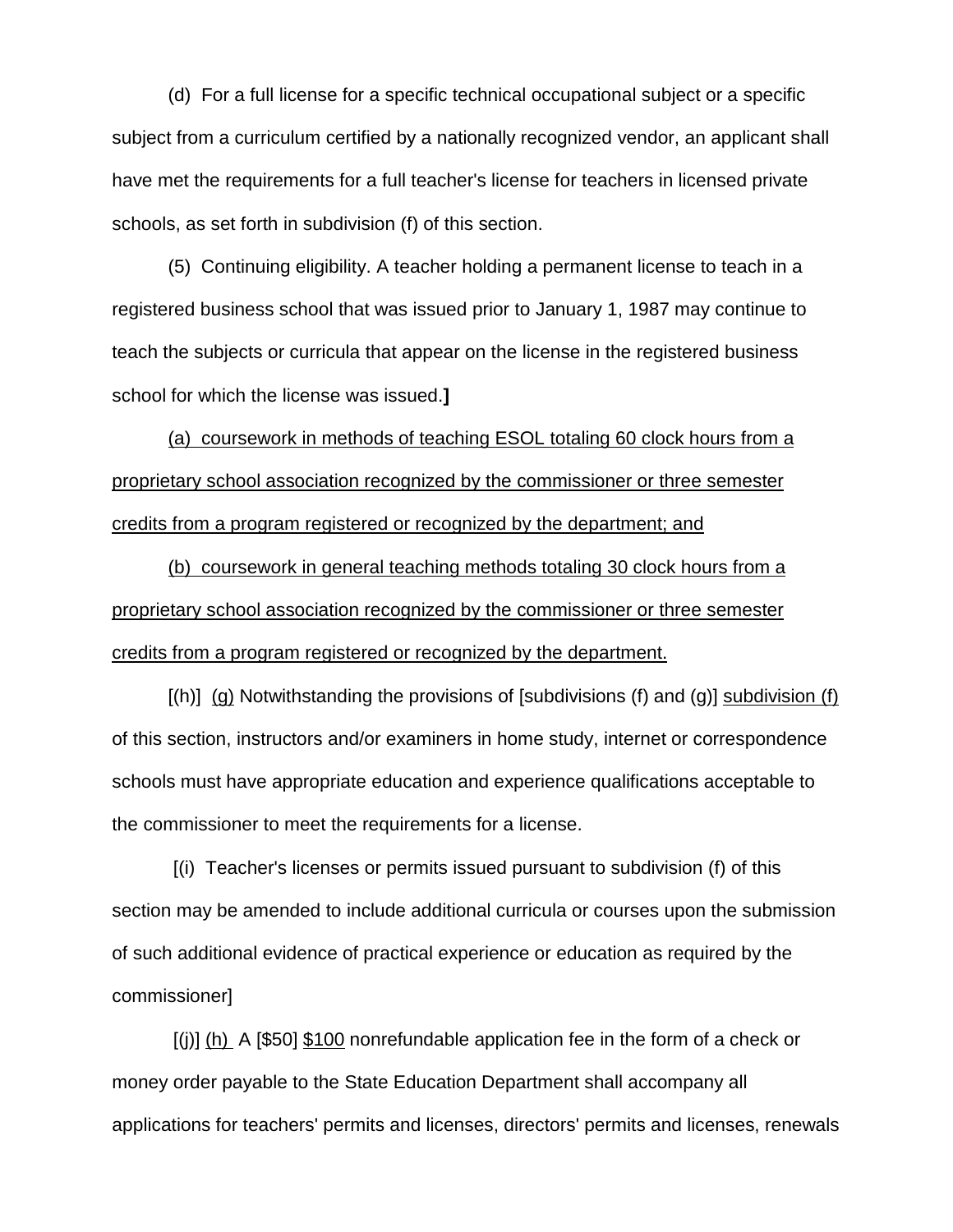(d) For a full license for a specific technical occupational subject or a specific subject from a curriculum certified by a nationally recognized vendor, an applicant shall have met the requirements for a full teacher's license for teachers in licensed private schools, as set forth in subdivision (f) of this section.

(5) Continuing eligibility. A teacher holding a permanent license to teach in a registered business school that was issued prior to January 1, 1987 may continue to teach the subjects or curricula that appear on the license in the registered business school for which the license was issued.**]**

<u>(a) coursework in methods of teaching ESOL totaling 60 clock hours from a proprietary school association recognized by the commissioner or three semester credits from a program registered or recognized by the department; and</u>

<u>(b) coursework in general teaching methods totaling 30 clock hours from a proprietary school association recognized by the commissioner or three semester credits from a program registered or recognized by the department.</u>

[(h)] <u>(g)</u> Notwithstanding the provisions of [subdivisions (f) and (g)] <u>subdivision (f)</u> of this section, instructors and/or examiners in home study, internet or correspondence schools must have appropriate education and experience qualifications acceptable to the commissioner to meet the requirements for a license.

[(i) Teacher's licenses or permits issued pursuant to subdivision (f) of this section may be amended to include additional curricula or courses upon the submission of such additional evidence of practical experience or education as required by the commissioner]

[(j)] <u>(h)</u> A [$50] <u>$100</u> nonrefundable application fee in the form of a check or money order payable to the State Education Department shall accompany all applications for teachers' permits and licenses, directors' permits and licenses, renewals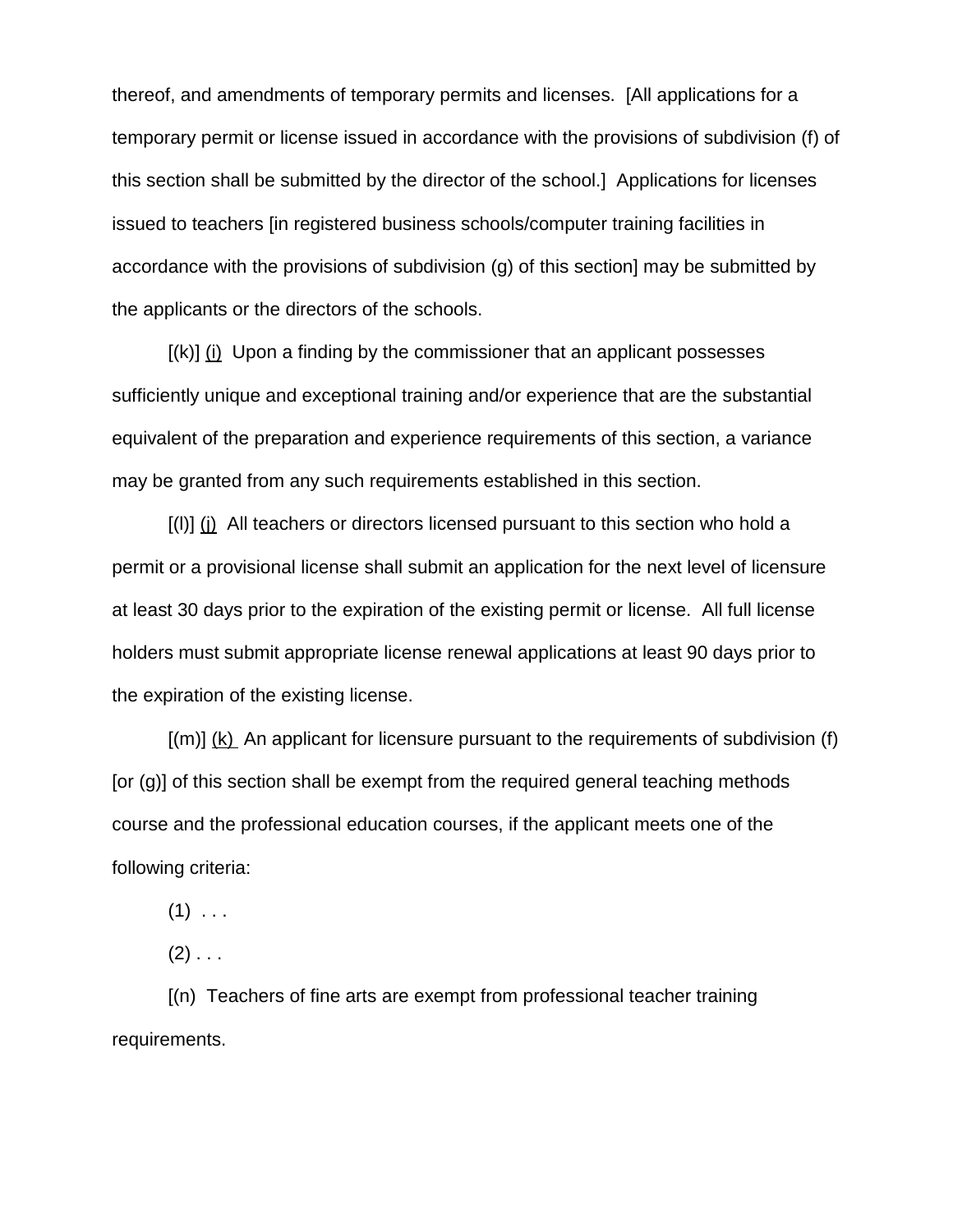thereof, and amendments of temporary permits and licenses. [All applications for a temporary permit or license issued in accordance with the provisions of subdivision (f) of this section shall be submitted by the director of the school.] Applications for licenses issued to teachers [in registered business schools/computer training facilities in accordance with the provisions of subdivision (g) of this section] may be submitted by the applicants or the directors of the schools.

[(k)] (i) Upon a finding by the commissioner that an applicant possesses sufficiently unique and exceptional training and/or experience that are the substantial equivalent of the preparation and experience requirements of this section, a variance may be granted from any such requirements established in this section.

[(l)] (j) All teachers or directors licensed pursuant to this section who hold a permit or a provisional license shall submit an application for the next level of licensure at least 30 days prior to the expiration of the existing permit or license. All full license holders must submit appropriate license renewal applications at least 90 days prior to the expiration of the existing license.

[(m)] (k) An applicant for licensure pursuant to the requirements of subdivision (f) [or (g)] of this section shall be exempt from the required general teaching methods course and the professional education courses, if the applicant meets one of the following criteria:

(1) . . .

(2) . . .

[(n) Teachers of fine arts are exempt from professional teacher training requirements.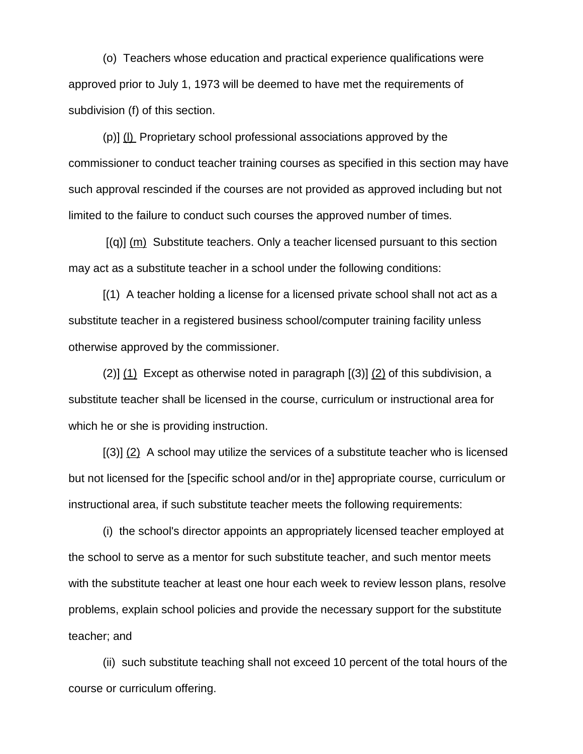(o) Teachers whose education and practical experience qualifications were approved prior to July 1, 1973 will be deemed to have met the requirements of subdivision (f) of this section.

(p)] <u>(l)</u> Proprietary school professional associations approved by the commissioner to conduct teacher training courses as specified in this section may have such approval rescinded if the courses are not provided as approved including but not limited to the failure to conduct such courses the approved number of times.

[(q)] <u>(m)</u> Substitute teachers. Only a teacher licensed pursuant to this section may act as a substitute teacher in a school under the following conditions:

[(1) A teacher holding a license for a licensed private school shall not act as a substitute teacher in a registered business school/computer training facility unless otherwise approved by the commissioner.

(2)] <u>(1)</u> Except as otherwise noted in paragraph [(3)] <u>(2)</u> of this subdivision, a substitute teacher shall be licensed in the course, curriculum or instructional area for which he or she is providing instruction.

[(3)] <u>(2)</u> A school may utilize the services of a substitute teacher who is licensed but not licensed for the [specific school and/or in the] appropriate course, curriculum or instructional area, if such substitute teacher meets the following requirements:

(i) the school's director appoints an appropriately licensed teacher employed at the school to serve as a mentor for such substitute teacher, and such mentor meets with the substitute teacher at least one hour each week to review lesson plans, resolve problems, explain school policies and provide the necessary support for the substitute teacher; and

(ii) such substitute teaching shall not exceed 10 percent of the total hours of the course or curriculum offering.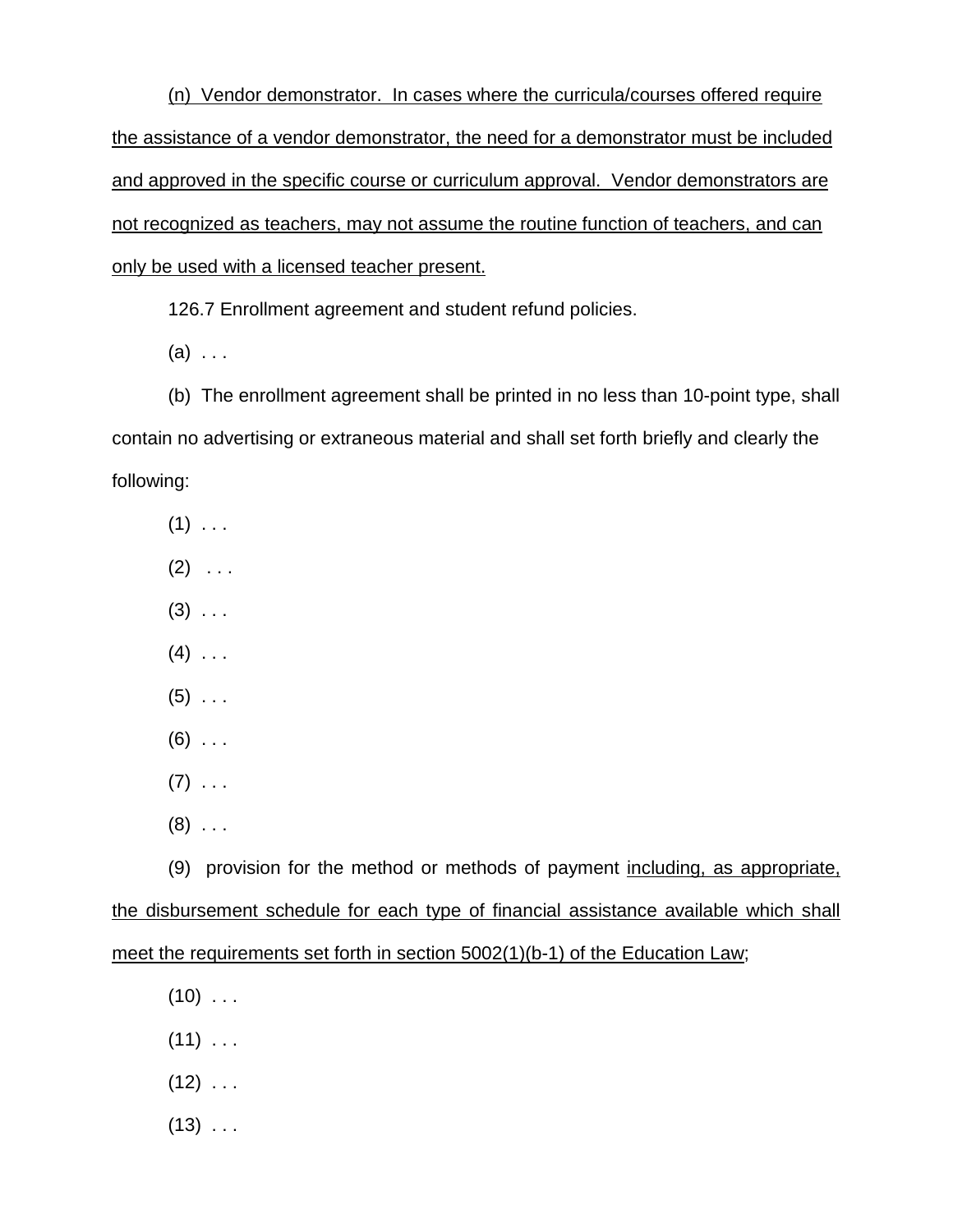(n) Vendor demonstrator. In cases where the curricula/courses offered require the assistance of a vendor demonstrator, the need for a demonstrator must be included and approved in the specific course or curriculum approval. Vendor demonstrators are not recognized as teachers, may not assume the routine function of teachers, and can only be used with a licensed teacher present.

126.7 Enrollment agreement and student refund policies.

(a) . . .

(b) The enrollment agreement shall be printed in no less than 10-point type, shall contain no advertising or extraneous material and shall set forth briefly and clearly the following:

(1) . . .

(2) . . .

(3) . . .

(4) . . .

(5) . . .

(6) . . .

(7) . . .

(8) . . .

(9) provision for the method or methods of payment including, as appropriate, the disbursement schedule for each type of financial assistance available which shall meet the requirements set forth in section 5002(1)(b-1) of the Education Law;

(10) . . .

(11) . . .

(12) . . .

(13) . . .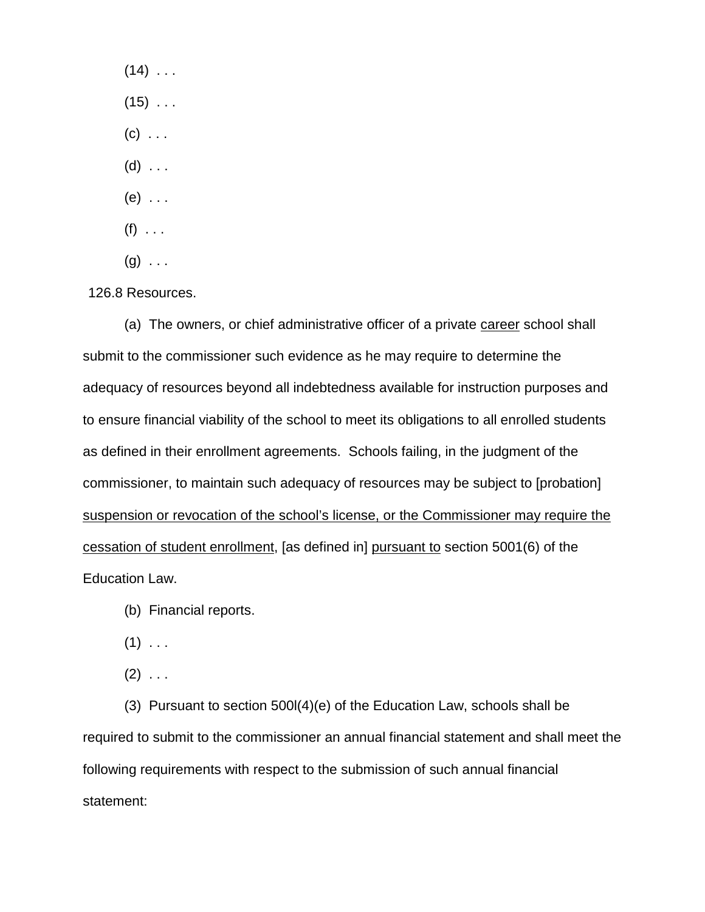(14) . . .

(15) . . .

(c) . . .

(d) . . .

(e) . . .

(f) . . .

(g) . . .

126.8 Resources.

(a) The owners, or chief administrative officer of a private <u>career</u> school shall submit to the commissioner such evidence as he may require to determine the adequacy of resources beyond all indebtedness available for instruction purposes and to ensure financial viability of the school to meet its obligations to all enrolled students as defined in their enrollment agreements. Schools failing, in the judgment of the commissioner, to maintain such adequacy of resources may be subject to [probation] <u>suspension or revocation of the school's license, or the Commissioner may require the cessation of student enrollment</u>, [as defined in] <u>pursuant to</u> section 5001(6) of the Education Law.

(b) Financial reports.

(1) . . .

(2) . . .

(3) Pursuant to section 500l(4)(e) of the Education Law, schools shall be required to submit to the commissioner an annual financial statement and shall meet the following requirements with respect to the submission of such annual financial statement: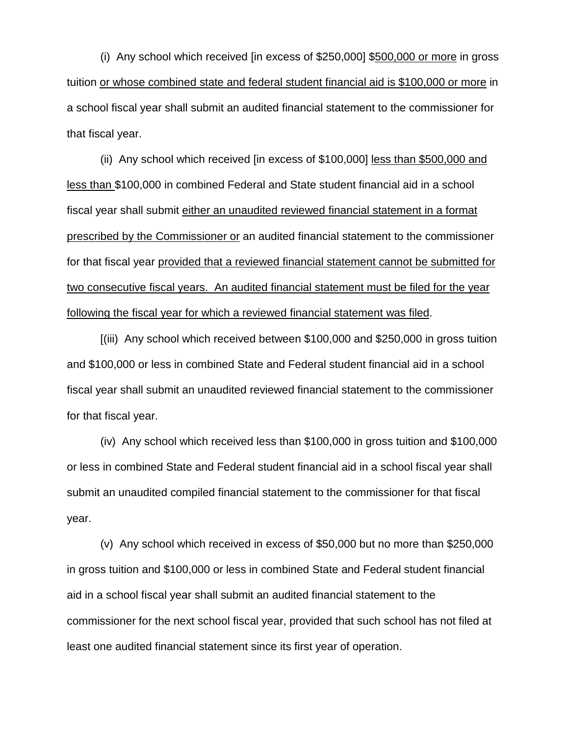(i) Any school which received [in excess of $250,000] $<u>500,000 or more</u> in gross tuition <u>or whose combined state and federal student financial aid is $100,000 or more</u> in a school fiscal year shall submit an audited financial statement to the commissioner for that fiscal year.

(ii) Any school which received [in excess of $100,000] <u>less than $500,000 and less than</u> $100,000 in combined Federal and State student financial aid in a school fiscal year shall submit <u>either an unaudited reviewed financial statement in a format prescribed by the Commissioner or</u> an audited financial statement to the commissioner for that fiscal year <u>provided that a reviewed financial statement cannot be submitted for two consecutive fiscal years. An audited financial statement must be filed for the year following the fiscal year for which a reviewed financial statement was filed</u>.

[(iii) Any school which received between $100,000 and $250,000 in gross tuition and $100,000 or less in combined State and Federal student financial aid in a school fiscal year shall submit an unaudited reviewed financial statement to the commissioner for that fiscal year.

(iv) Any school which received less than $100,000 in gross tuition and $100,000 or less in combined State and Federal student financial aid in a school fiscal year shall submit an unaudited compiled financial statement to the commissioner for that fiscal year.

(v) Any school which received in excess of $50,000 but no more than $250,000 in gross tuition and $100,000 or less in combined State and Federal student financial aid in a school fiscal year shall submit an audited financial statement to the commissioner for the next school fiscal year, provided that such school has not filed at least one audited financial statement since its first year of operation.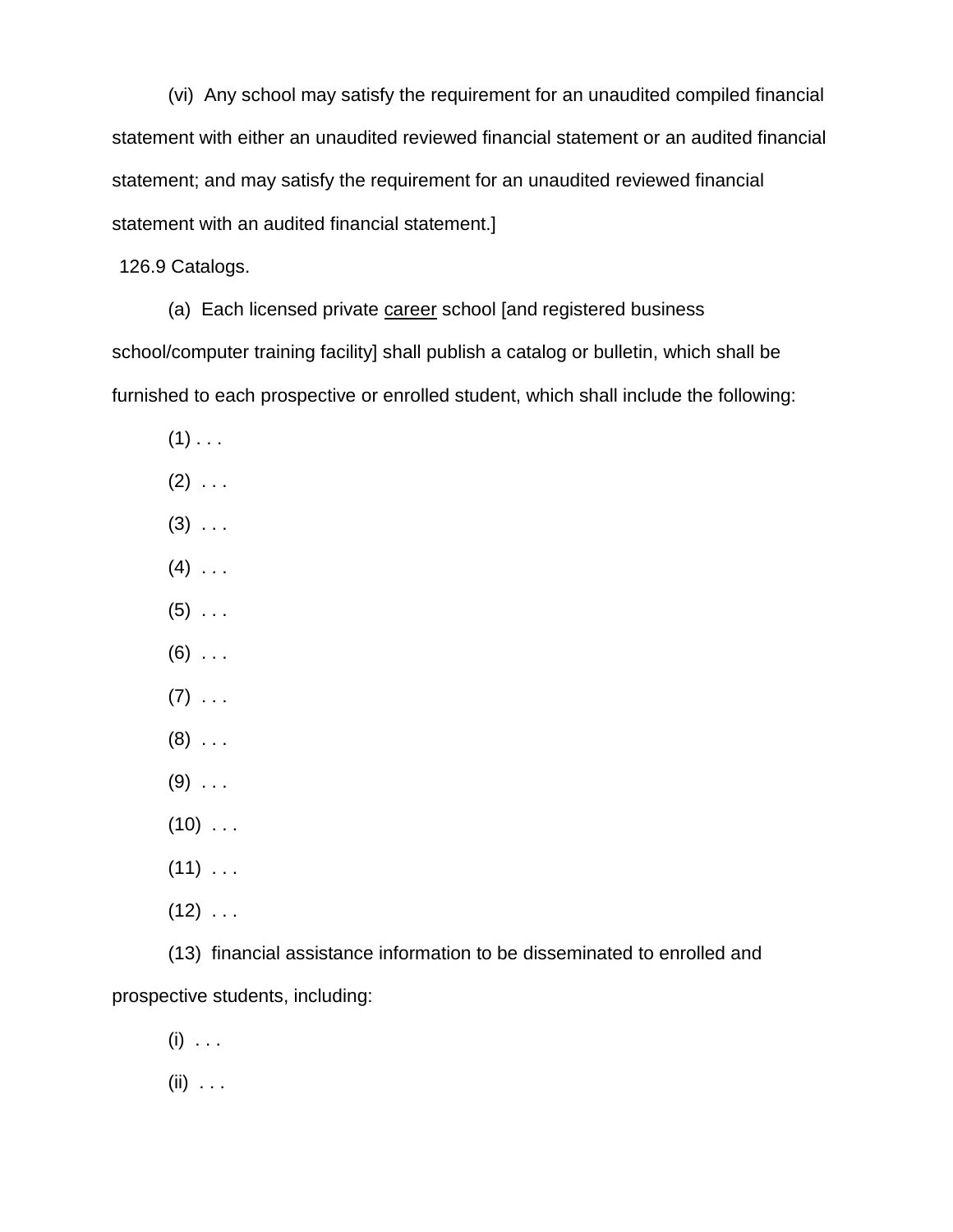(vi) Any school may satisfy the requirement for an unaudited compiled financial statement with either an unaudited reviewed financial statement or an audited financial statement; and may satisfy the requirement for an unaudited reviewed financial statement with an audited financial statement.]

126.9 Catalogs.

(a) Each licensed private <u>career</u> school [and registered business school/computer training facility] shall publish a catalog or bulletin, which shall be furnished to each prospective or enrolled student, which shall include the following:

(1) . . .

(2) . . .

(3) . . .

(4) . . .

(5) . . .

(6) . . .

(7) . . .

(8) . . .

(9) . . .

(10) . . .

(11) . . .

(12) . . .

(13) financial assistance information to be disseminated to enrolled and prospective students, including:

(i) . . .

(ii) . . .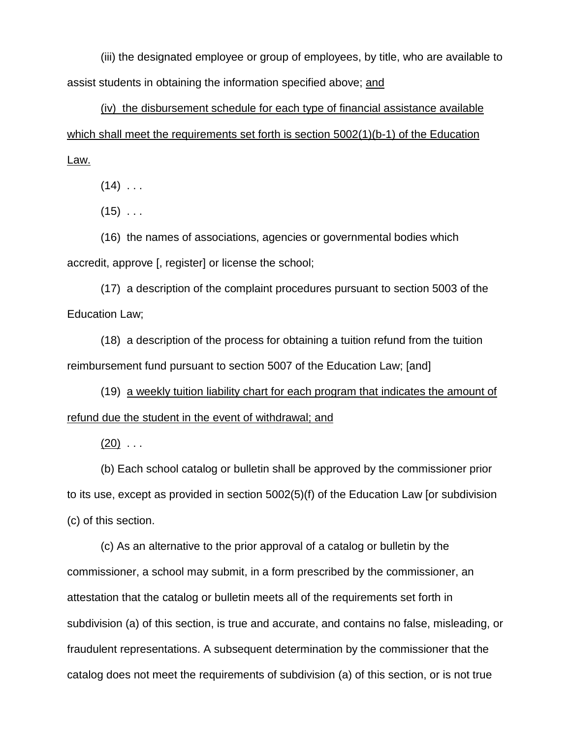(iii) the designated employee or group of employees, by title, who are available to assist students in obtaining the information specified above; <u>and</u>

<u>(iv) the disbursement schedule for each type of financial assistance available which shall meet the requirements set forth is section 5002(1)(b-1) of the Education Law.</u>

(14) . . .

(15) . . .

(16) the names of associations, agencies or governmental bodies which accredit, approve [, register] or license the school;

(17) a description of the complaint procedures pursuant to section 5003 of the Education Law;

(18) a description of the process for obtaining a tuition refund from the tuition reimbursement fund pursuant to section 5007 of the Education Law; [and]

(19) <u>a weekly tuition liability chart for each program that indicates the amount of refund due the student in the event of withdrawal; and</u>

<u>(20)</u> . . .

(b) Each school catalog or bulletin shall be approved by the commissioner prior to its use, except as provided in section 5002(5)(f) of the Education Law [or subdivision (c) of this section.

(c) As an alternative to the prior approval of a catalog or bulletin by the commissioner, a school may submit, in a form prescribed by the commissioner, an attestation that the catalog or bulletin meets all of the requirements set forth in subdivision (a) of this section, is true and accurate, and contains no false, misleading, or fraudulent representations. A subsequent determination by the commissioner that the catalog does not meet the requirements of subdivision (a) of this section, or is not true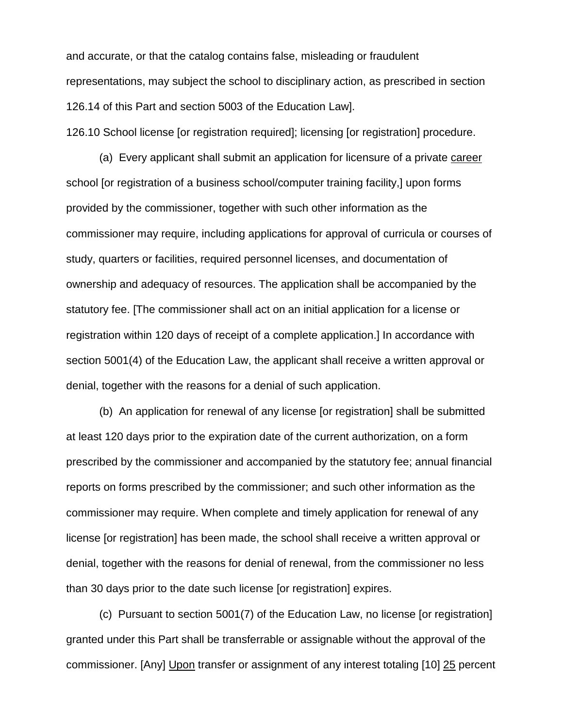and accurate, or that the catalog contains false, misleading or fraudulent representations, may subject the school to disciplinary action, as prescribed in section 126.14 of this Part and section 5003 of the Education Law].

126.10 School license [or registration required]; licensing [or registration] procedure.

(a) Every applicant shall submit an application for licensure of a private <u>career</u> school [or registration of a business school/computer training facility,] upon forms provided by the commissioner, together with such other information as the commissioner may require, including applications for approval of curricula or courses of study, quarters or facilities, required personnel licenses, and documentation of ownership and adequacy of resources. The application shall be accompanied by the statutory fee. [The commissioner shall act on an initial application for a license or registration within 120 days of receipt of a complete application.] In accordance with section 5001(4) of the Education Law, the applicant shall receive a written approval or denial, together with the reasons for a denial of such application.

(b) An application for renewal of any license [or registration] shall be submitted at least 120 days prior to the expiration date of the current authorization, on a form prescribed by the commissioner and accompanied by the statutory fee; annual financial reports on forms prescribed by the commissioner; and such other information as the commissioner may require. When complete and timely application for renewal of any license [or registration] has been made, the school shall receive a written approval or denial, together with the reasons for denial of renewal, from the commissioner no less than 30 days prior to the date such license [or registration] expires.

(c) Pursuant to section 5001(7) of the Education Law, no license [or registration] granted under this Part shall be transferrable or assignable without the approval of the commissioner. [Any] <u>Upon</u> transfer or assignment of any interest totaling [10] <u>25</u> percent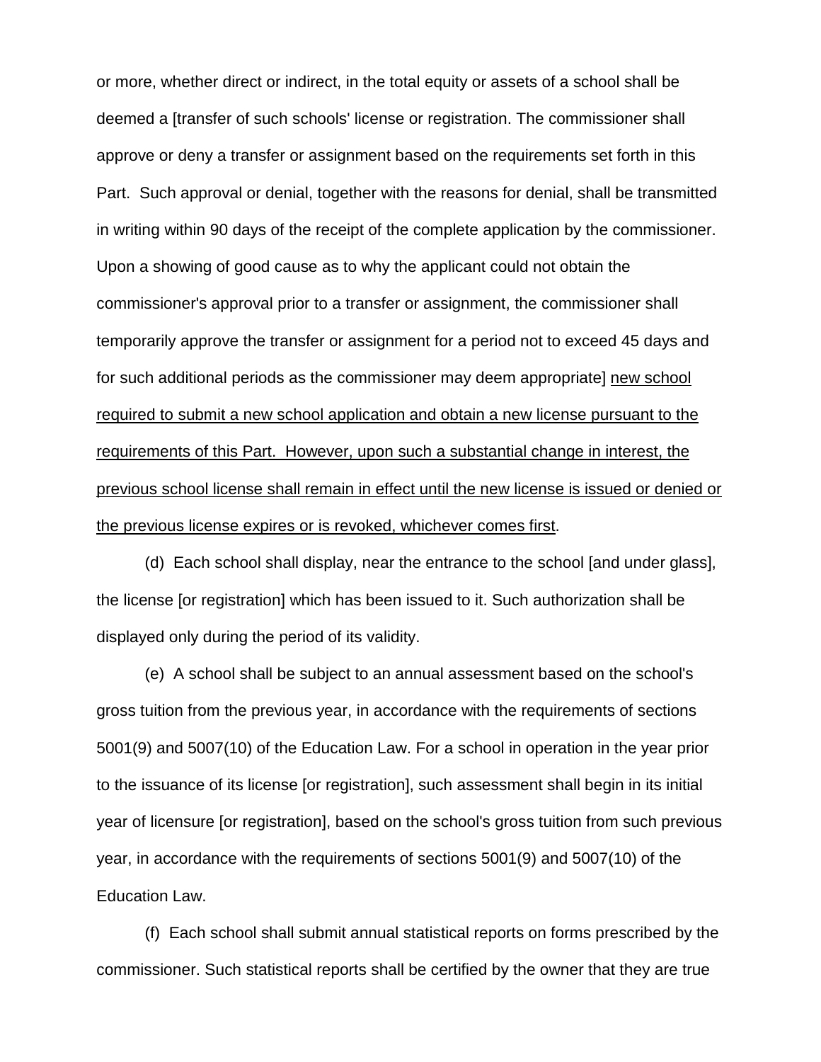or more, whether direct or indirect, in the total equity or assets of a school shall be deemed a [transfer of such schools' license or registration. The commissioner shall approve or deny a transfer or assignment based on the requirements set forth in this Part. Such approval or denial, together with the reasons for denial, shall be transmitted in writing within 90 days of the receipt of the complete application by the commissioner. Upon a showing of good cause as to why the applicant could not obtain the commissioner's approval prior to a transfer or assignment, the commissioner shall temporarily approve the transfer or assignment for a period not to exceed 45 days and for such additional periods as the commissioner may deem appropriate] <u>new school required to submit a new school application and obtain a new license pursuant to the requirements of this Part. However, upon such a substantial change in interest, the previous school license shall remain in effect until the new license is issued or denied or the previous license expires or is revoked, whichever comes first</u>.

(d) Each school shall display, near the entrance to the school [and under glass], the license [or registration] which has been issued to it. Such authorization shall be displayed only during the period of its validity.

(e) A school shall be subject to an annual assessment based on the school's gross tuition from the previous year, in accordance with the requirements of sections 5001(9) and 5007(10) of the Education Law. For a school in operation in the year prior to the issuance of its license [or registration], such assessment shall begin in its initial year of licensure [or registration], based on the school's gross tuition from such previous year, in accordance with the requirements of sections 5001(9) and 5007(10) of the Education Law.

(f) Each school shall submit annual statistical reports on forms prescribed by the commissioner. Such statistical reports shall be certified by the owner that they are true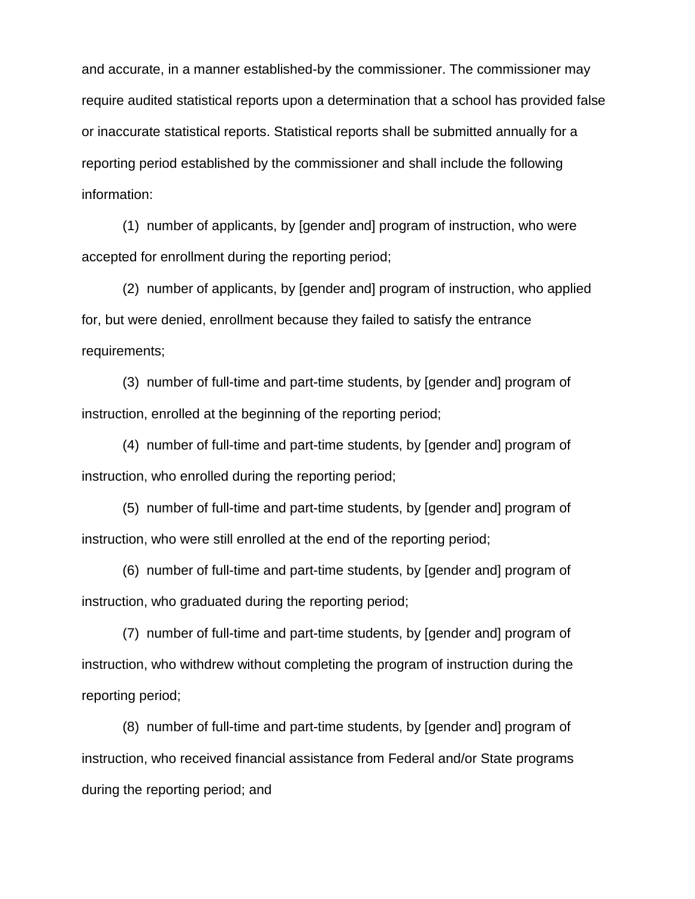and accurate, in a manner established-by the commissioner. The commissioner may require audited statistical reports upon a determination that a school has provided false or inaccurate statistical reports. Statistical reports shall be submitted annually for a reporting period established by the commissioner and shall include the following information:

(1) number of applicants, by [gender and] program of instruction, who were accepted for enrollment during the reporting period;

(2) number of applicants, by [gender and] program of instruction, who applied for, but were denied, enrollment because they failed to satisfy the entrance requirements;

(3) number of full-time and part-time students, by [gender and] program of instruction, enrolled at the beginning of the reporting period;

(4) number of full-time and part-time students, by [gender and] program of instruction, who enrolled during the reporting period;

(5) number of full-time and part-time students, by [gender and] program of instruction, who were still enrolled at the end of the reporting period;

(6) number of full-time and part-time students, by [gender and] program of instruction, who graduated during the reporting period;

(7) number of full-time and part-time students, by [gender and] program of instruction, who withdrew without completing the program of instruction during the reporting period;

(8) number of full-time and part-time students, by [gender and] program of instruction, who received financial assistance from Federal and/or State programs during the reporting period; and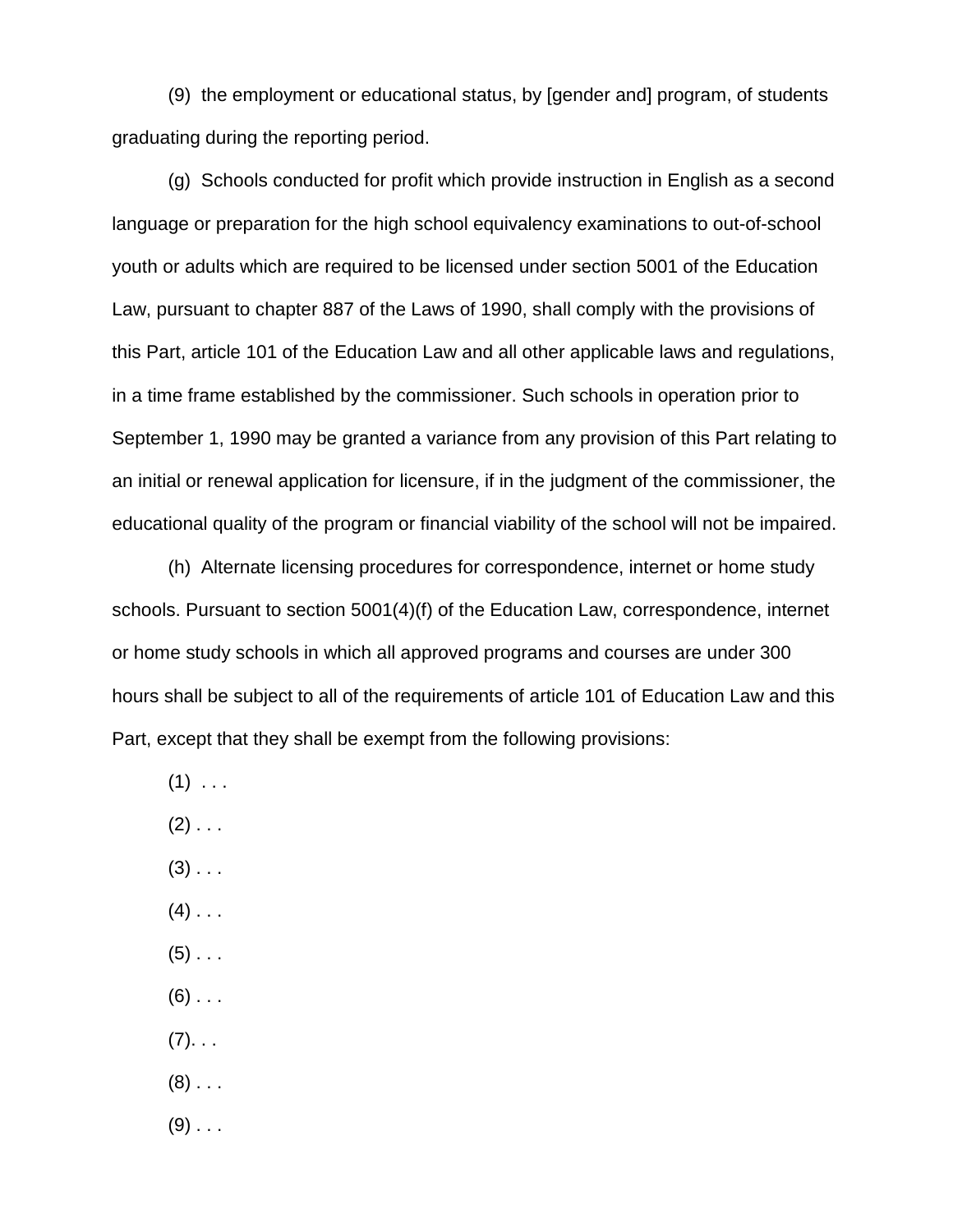(9) the employment or educational status, by [gender and] program, of students graduating during the reporting period.

(g) Schools conducted for profit which provide instruction in English as a second language or preparation for the high school equivalency examinations to out-of-school youth or adults which are required to be licensed under section 5001 of the Education Law, pursuant to chapter 887 of the Laws of 1990, shall comply with the provisions of this Part, article 101 of the Education Law and all other applicable laws and regulations, in a time frame established by the commissioner. Such schools in operation prior to September 1, 1990 may be granted a variance from any provision of this Part relating to an initial or renewal application for licensure, if in the judgment of the commissioner, the educational quality of the program or financial viability of the school will not be impaired.

(h) Alternate licensing procedures for correspondence, internet or home study schools. Pursuant to section 5001(4)(f) of the Education Law, correspondence, internet or home study schools in which all approved programs and courses are under 300 hours shall be subject to all of the requirements of article 101 of Education Law and this Part, except that they shall be exempt from the following provisions:

(1) . . .

(2) . . .

(3) . . .

(4) . . .

(5) . . .

(6) . . .

(7). . .

(8) . . .

(9) . . .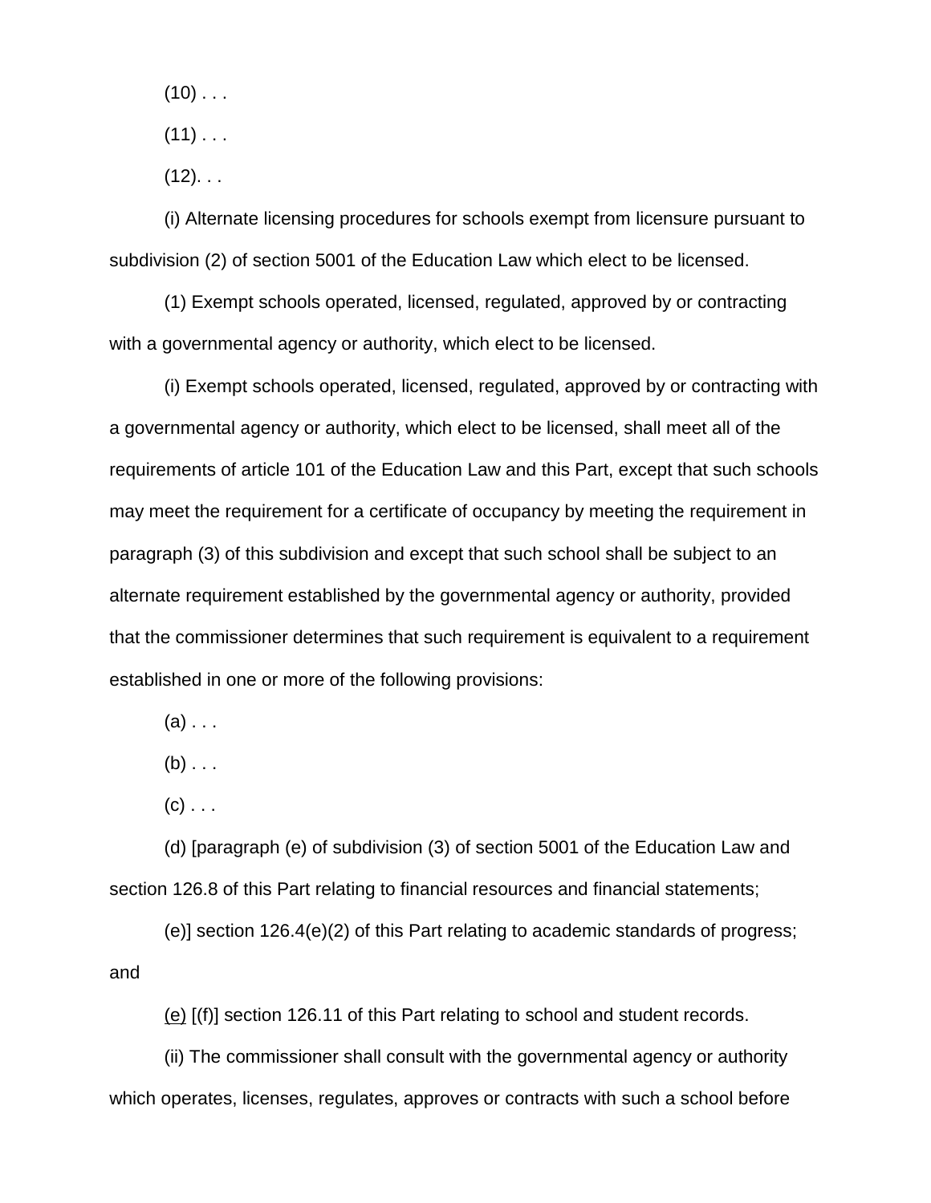(10) . . .

(11) . . .

(12). . .

(i) Alternate licensing procedures for schools exempt from licensure pursuant to subdivision (2) of section 5001 of the Education Law which elect to be licensed.

(1) Exempt schools operated, licensed, regulated, approved by or contracting with a governmental agency or authority, which elect to be licensed.

(i) Exempt schools operated, licensed, regulated, approved by or contracting with a governmental agency or authority, which elect to be licensed, shall meet all of the requirements of article 101 of the Education Law and this Part, except that such schools may meet the requirement for a certificate of occupancy by meeting the requirement in paragraph (3) of this subdivision and except that such school shall be subject to an alternate requirement established by the governmental agency or authority, provided that the commissioner determines that such requirement is equivalent to a requirement established in one or more of the following provisions:

(a) . . .

(b) . . .

(c) . . .

(d) [paragraph (e) of subdivision (3) of section 5001 of the Education Law and section 126.8 of this Part relating to financial resources and financial statements;

(e)] section 126.4(e)(2) of this Part relating to academic standards of progress; and

<u>(e)</u> [(f)] section 126.11 of this Part relating to school and student records.

(ii) The commissioner shall consult with the governmental agency or authority which operates, licenses, regulates, approves or contracts with such a school before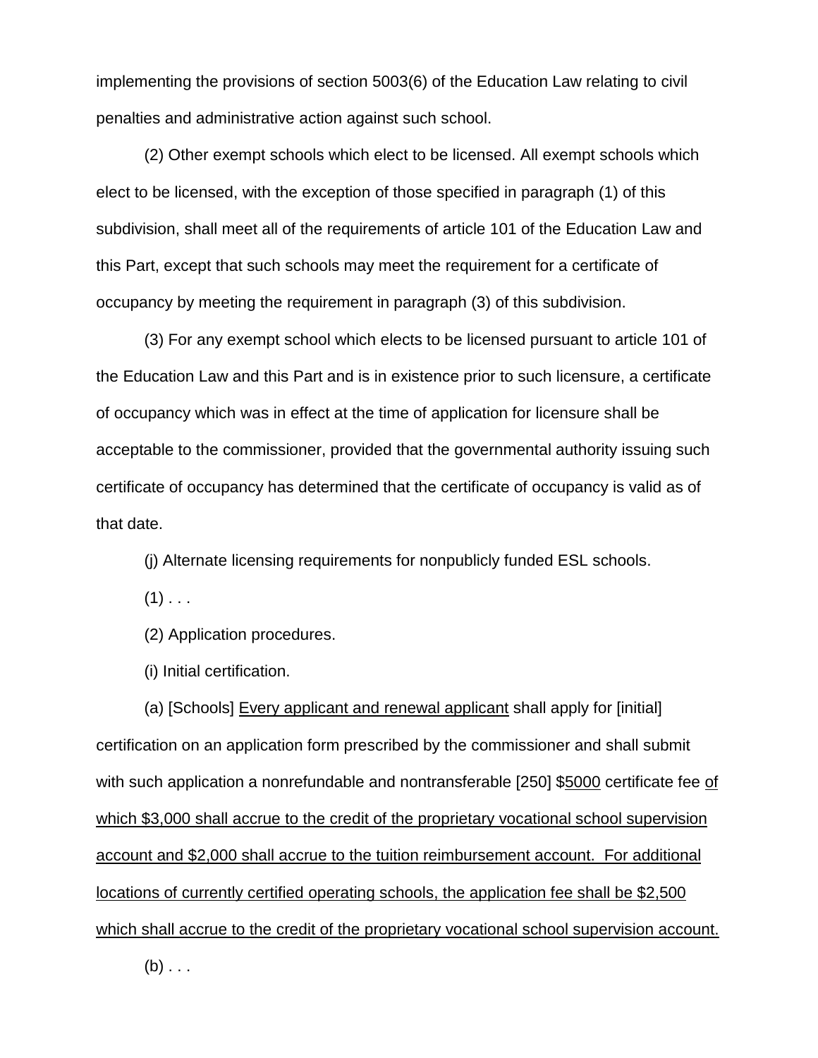implementing the provisions of section 5003(6) of the Education Law relating to civil penalties and administrative action against such school.

(2) Other exempt schools which elect to be licensed. All exempt schools which elect to be licensed, with the exception of those specified in paragraph (1) of this subdivision, shall meet all of the requirements of article 101 of the Education Law and this Part, except that such schools may meet the requirement for a certificate of occupancy by meeting the requirement in paragraph (3) of this subdivision.

(3) For any exempt school which elects to be licensed pursuant to article 101 of the Education Law and this Part and is in existence prior to such licensure, a certificate of occupancy which was in effect at the time of application for licensure shall be acceptable to the commissioner, provided that the governmental authority issuing such certificate of occupancy has determined that the certificate of occupancy is valid as of that date.

(j) Alternate licensing requirements for nonpublicly funded ESL schools.

(1) . . .

(2) Application procedures.

(i) Initial certification.

(a) [Schools] <u>Every applicant and renewal applicant</u> shall apply for [initial] certification on an application form prescribed by the commissioner and shall submit with such application a nonrefundable and nontransferable [250] $<u>5000</u> certificate fee <u>of which $3,000 shall accrue to the credit of the proprietary vocational school supervision account and $2,000 shall accrue to the tuition reimbursement account. For additional locations of currently certified operating schools, the application fee shall be $2,500 which shall accrue to the credit of the proprietary vocational school supervision account.</u>

(b) . . .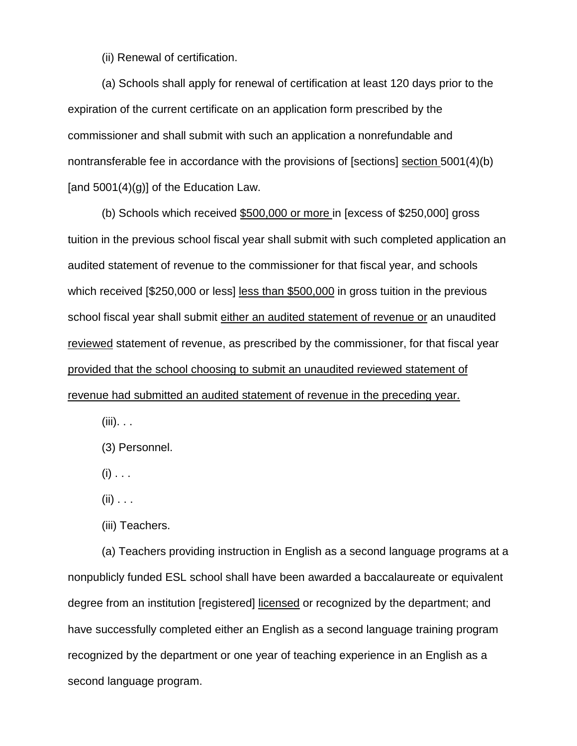(ii) Renewal of certification.

(a) Schools shall apply for renewal of certification at least 120 days prior to the expiration of the current certificate on an application form prescribed by the commissioner and shall submit with such an application a nonrefundable and nontransferable fee in accordance with the provisions of [sections] <u>section</u> 5001(4)(b) [and 5001(4)(g)] of the Education Law.

(b) Schools which received <u>$500,000 or more</u> in [excess of $250,000] gross tuition in the previous school fiscal year shall submit with such completed application an audited statement of revenue to the commissioner for that fiscal year, and schools which received [$250,000 or less] <u>less than $500,000</u> in gross tuition in the previous school fiscal year shall submit <u>either an audited statement of revenue or</u> an unaudited <u>reviewed</u> statement of revenue, as prescribed by the commissioner, for that fiscal year <u>provided that the school choosing to submit an unaudited reviewed statement of revenue had submitted an audited statement of revenue in the preceding year.</u>

(iii). . .

(3) Personnel.

(i) . . .

(ii) . . .

(iii) Teachers.

(a) Teachers providing instruction in English as a second language programs at a nonpublicly funded ESL school shall have been awarded a baccalaureate or equivalent degree from an institution [registered] <u>licensed</u> or recognized by the department; and have successfully completed either an English as a second language training program recognized by the department or one year of teaching experience in an English as a second language program.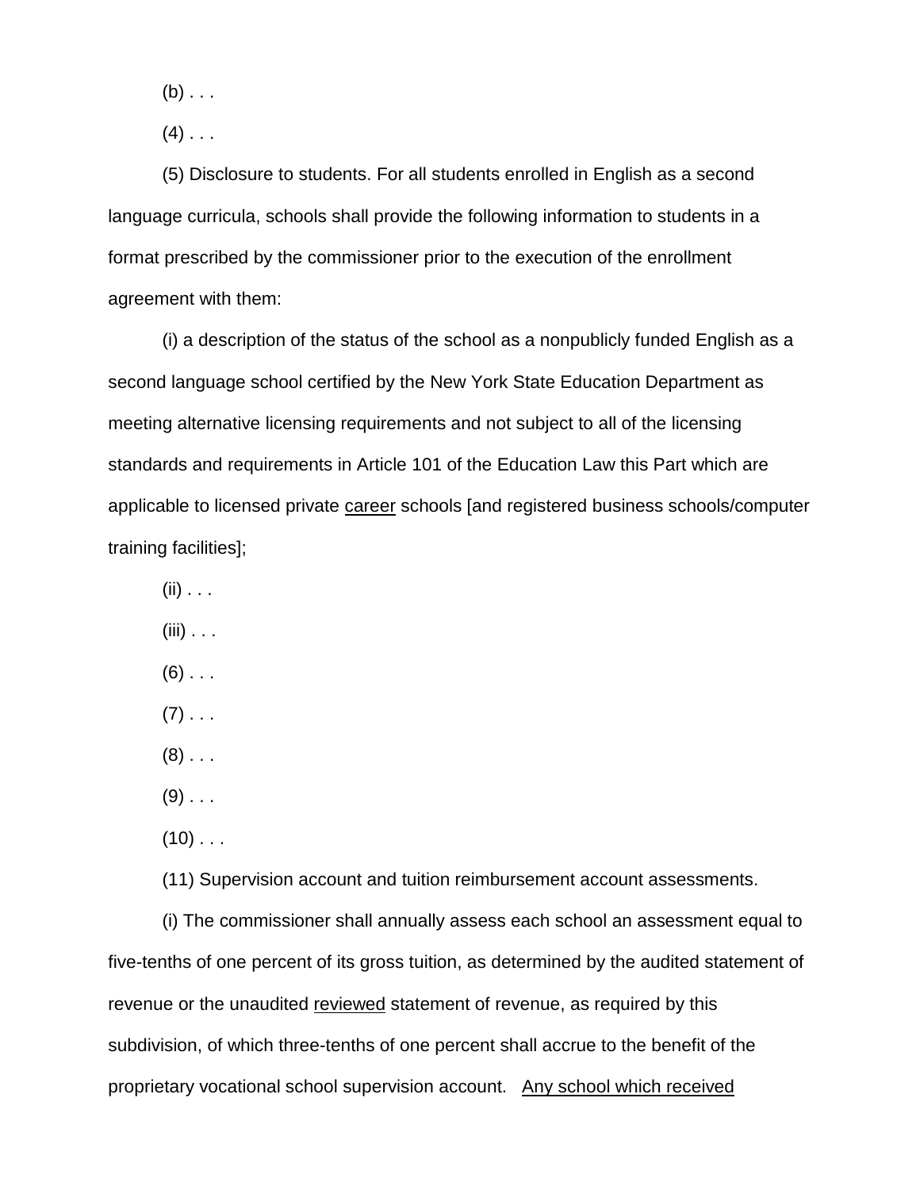(b) . . .

(4) . . .

(5) Disclosure to students. For all students enrolled in English as a second language curricula, schools shall provide the following information to students in a format prescribed by the commissioner prior to the execution of the enrollment agreement with them:

(i) a description of the status of the school as a nonpublicly funded English as a second language school certified by the New York State Education Department as meeting alternative licensing requirements and not subject to all of the licensing standards and requirements in Article 101 of the Education Law this Part which are applicable to licensed private <u>career</u> schools [and registered business schools/computer training facilities];

(ii) . . .

(iii) . . .

(6) . . .

(7) . . .

(8) . . .

(9) . . .

(10) . . .

(11) Supervision account and tuition reimbursement account assessments.

(i) The commissioner shall annually assess each school an assessment equal to five-tenths of one percent of its gross tuition, as determined by the audited statement of revenue or the unaudited <u>reviewed</u> statement of revenue, as required by this subdivision, of which three-tenths of one percent shall accrue to the benefit of the proprietary vocational school supervision account. <u>Any school which received</u>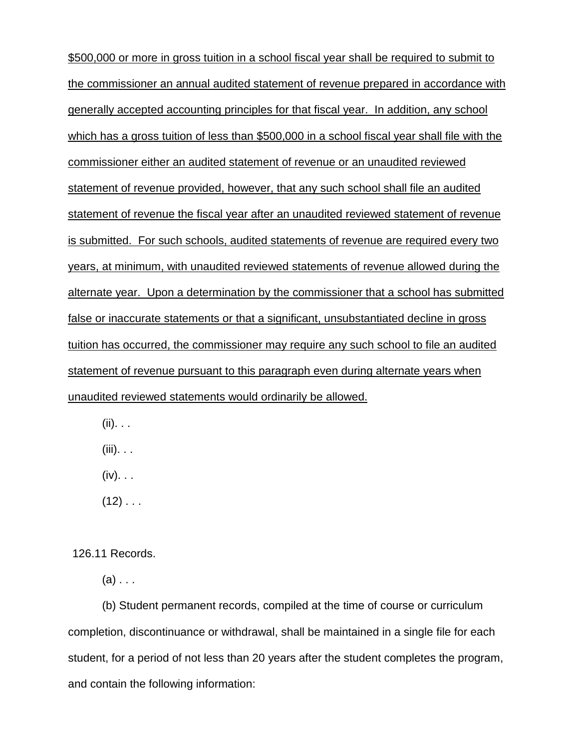$500,000 or more in gross tuition in a school fiscal year shall be required to submit to the commissioner an annual audited statement of revenue prepared in accordance with generally accepted accounting principles for that fiscal year. In addition, any school which has a gross tuition of less than $500,000 in a school fiscal year shall file with the commissioner either an audited statement of revenue or an unaudited reviewed statement of revenue provided, however, that any such school shall file an audited statement of revenue the fiscal year after an unaudited reviewed statement of revenue is submitted. For such schools, audited statements of revenue are required every two years, at minimum, with unaudited reviewed statements of revenue allowed during the alternate year. Upon a determination by the commissioner that a school has submitted false or inaccurate statements or that a significant, unsubstantiated decline in gross tuition has occurred, the commissioner may require any such school to file an audited statement of revenue pursuant to this paragraph even during alternate years when unaudited reviewed statements would ordinarily be allowed.

(ii). . .

(iii). . .

(iv). . .

(12) . . .

126.11 Records.

(a) . . .

(b) Student permanent records, compiled at the time of course or curriculum completion, discontinuance or withdrawal, shall be maintained in a single file for each student, for a period of not less than 20 years after the student completes the program, and contain the following information: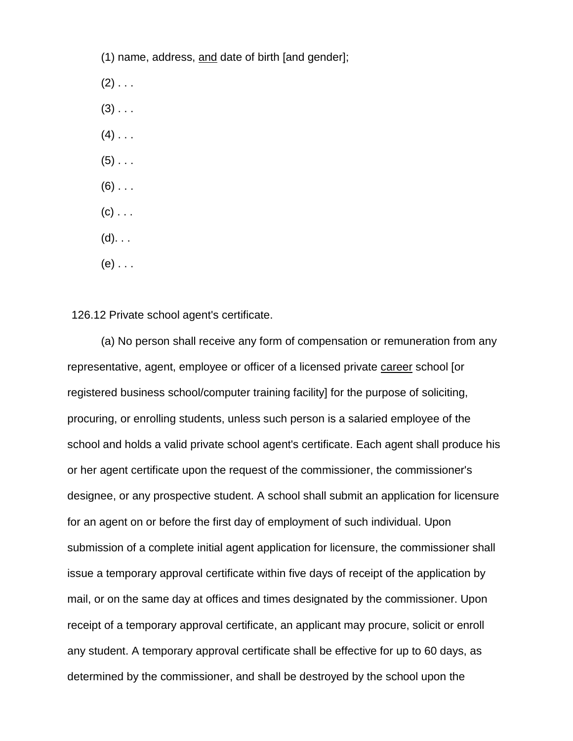(1) name, address, <u>and</u> date of birth [and gender];

(2) . . .

(3) . . .

(4) . . .

(5) . . .

(6) . . .

(c) . . .

(d). . .

(e) . . .

126.12 Private school agent's certificate.

(a) No person shall receive any form of compensation or remuneration from any representative, agent, employee or officer of a licensed private <u>career</u> school [or registered business school/computer training facility] for the purpose of soliciting, procuring, or enrolling students, unless such person is a salaried employee of the school and holds a valid private school agent's certificate. Each agent shall produce his or her agent certificate upon the request of the commissioner, the commissioner's designee, or any prospective student. A school shall submit an application for licensure for an agent on or before the first day of employment of such individual. Upon submission of a complete initial agent application for licensure, the commissioner shall issue a temporary approval certificate within five days of receipt of the application by mail, or on the same day at offices and times designated by the commissioner. Upon receipt of a temporary approval certificate, an applicant may procure, solicit or enroll any student. A temporary approval certificate shall be effective for up to 60 days, as determined by the commissioner, and shall be destroyed by the school upon the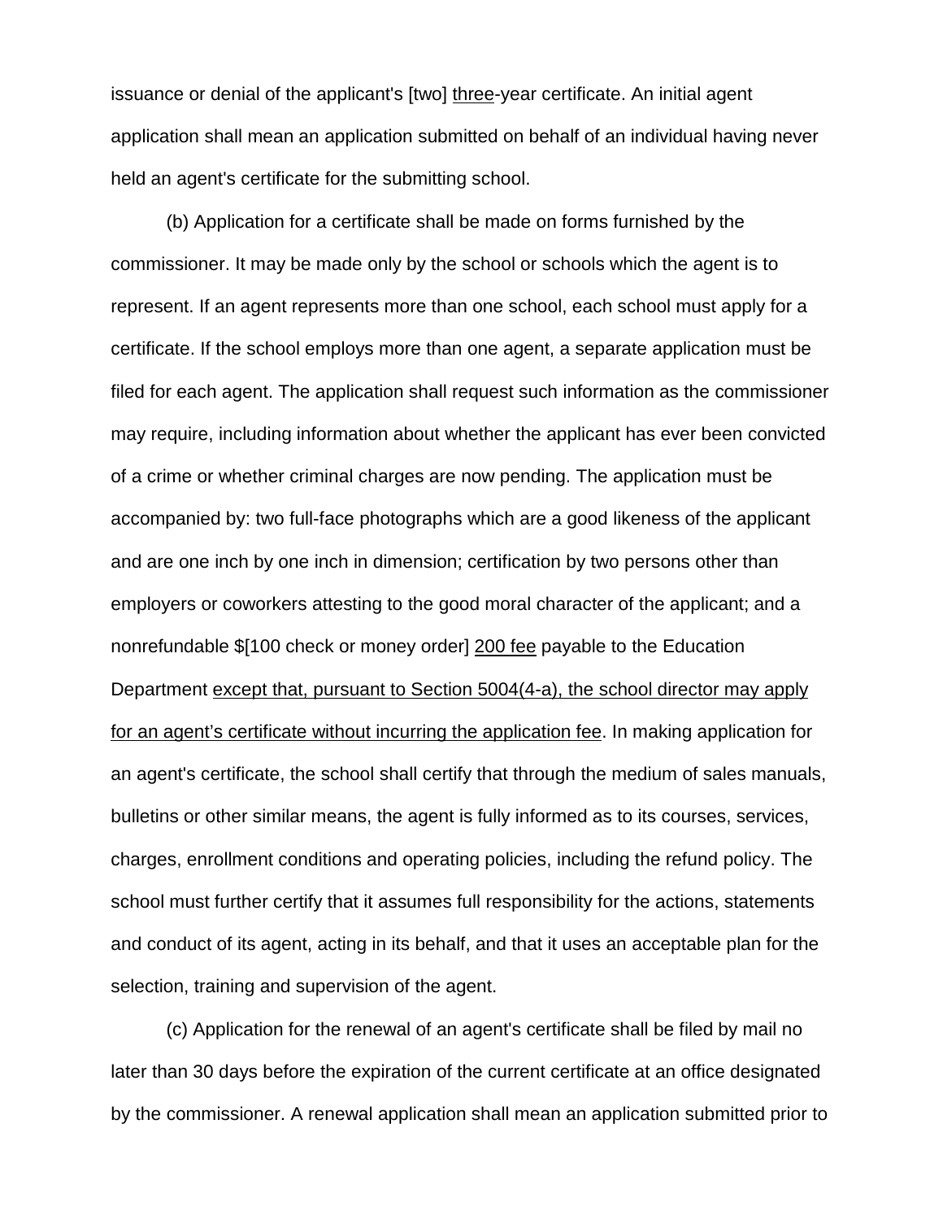issuance or denial of the applicant's [two] <u>three</u>-year certificate. An initial agent application shall mean an application submitted on behalf of an individual having never held an agent's certificate for the submitting school.

(b) Application for a certificate shall be made on forms furnished by the commissioner. It may be made only by the school or schools which the agent is to represent. If an agent represents more than one school, each school must apply for a certificate. If the school employs more than one agent, a separate application must be filed for each agent. The application shall request such information as the commissioner may require, including information about whether the applicant has ever been convicted of a crime or whether criminal charges are now pending. The application must be accompanied by: two full-face photographs which are a good likeness of the applicant and are one inch by one inch in dimension; certification by two persons other than employers or coworkers attesting to the good moral character of the applicant; and a nonrefundable $[100 check or money order] <u>200 fee</u> payable to the Education Department <u>except that, pursuant to Section 5004(4-a), the school director may apply for an agent's certificate without incurring the application fee</u>. In making application for an agent's certificate, the school shall certify that through the medium of sales manuals, bulletins or other similar means, the agent is fully informed as to its courses, services, charges, enrollment conditions and operating policies, including the refund policy. The school must further certify that it assumes full responsibility for the actions, statements and conduct of its agent, acting in its behalf, and that it uses an acceptable plan for the selection, training and supervision of the agent.

(c) Application for the renewal of an agent's certificate shall be filed by mail no later than 30 days before the expiration of the current certificate at an office designated by the commissioner. A renewal application shall mean an application submitted prior to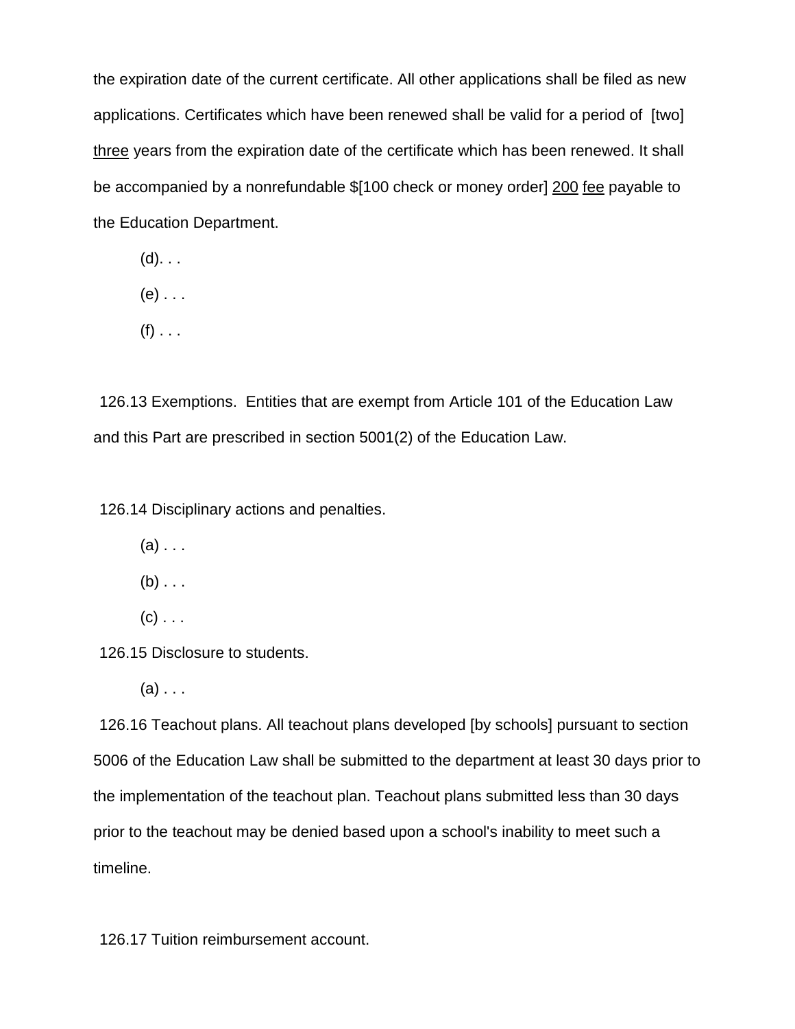the expiration date of the current certificate. All other applications shall be filed as new applications. Certificates which have been renewed shall be valid for a period of [two] <u>three</u> years from the expiration date of the certificate which has been renewed. It shall be accompanied by a nonrefundable $[100 check or money order] <u>200</u> <u>fee</u> payable to the Education Department.

(d). . .

(e) . . .

(f) . . .

126.13 Exemptions. Entities that are exempt from Article 101 of the Education Law and this Part are prescribed in section 5001(2) of the Education Law.

126.14 Disciplinary actions and penalties.

(a) . . .

(b) . . .

(c) . . .

126.15 Disclosure to students.

(a) . . .

126.16 Teachout plans. All teachout plans developed [by schools] pursuant to section 5006 of the Education Law shall be submitted to the department at least 30 days prior to the implementation of the teachout plan. Teachout plans submitted less than 30 days prior to the teachout may be denied based upon a school's inability to meet such a timeline.

126.17 Tuition reimbursement account.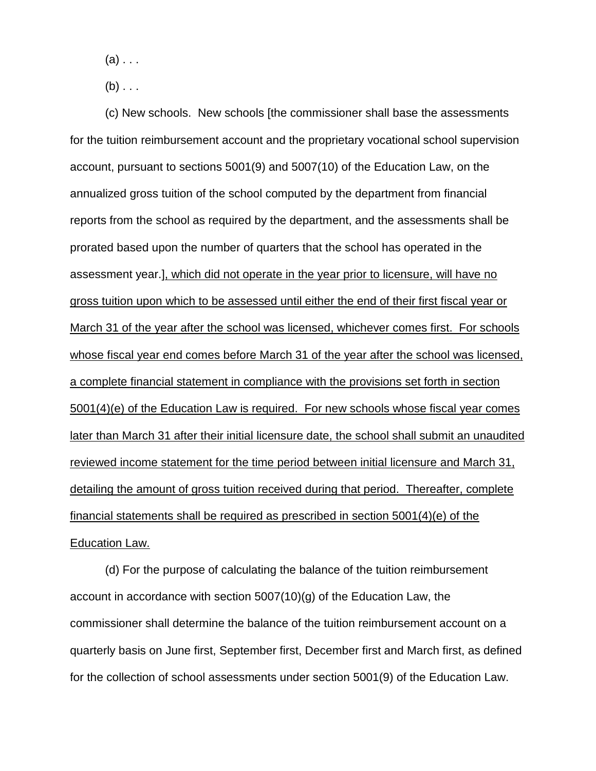(a) . . .

(b) . . .

(c) New schools. New schools [the commissioner shall base the assessments for the tuition reimbursement account and the proprietary vocational school supervision account, pursuant to sections 5001(9) and 5007(10) of the Education Law, on the annualized gross tuition of the school computed by the department from financial reports from the school as required by the department, and the assessments shall be prorated based upon the number of quarters that the school has operated in the assessment year.]<u>, which did not operate in the year prior to licensure, will have no gross tuition upon which to be assessed until either the end of their first fiscal year or March 31 of the year after the school was licensed, whichever comes first. For schools whose fiscal year end comes before March 31 of the year after the school was licensed, a complete financial statement in compliance with the provisions set forth in section 5001(4)(e) of the Education Law is required. For new schools whose fiscal year comes later than March 31 after their initial licensure date, the school shall submit an unaudited reviewed income statement for the time period between initial licensure and March 31, detailing the amount of gross tuition received during that period. Thereafter, complete financial statements shall be required as prescribed in section 5001(4)(e) of the Education Law.</u>

(d) For the purpose of calculating the balance of the tuition reimbursement account in accordance with section 5007(10)(g) of the Education Law, the commissioner shall determine the balance of the tuition reimbursement account on a quarterly basis on June first, September first, December first and March first, as defined for the collection of school assessments under section 5001(9) of the Education Law.